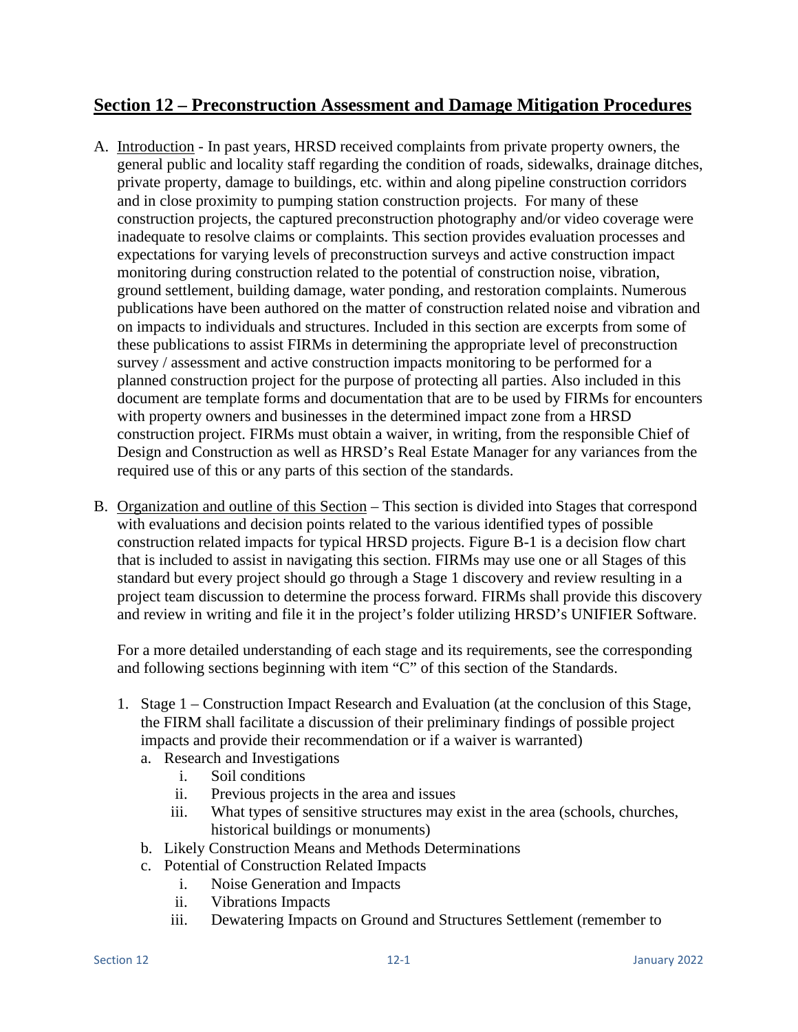# Section 12 – Preconstruction Assessment and Damage Mitigation Procedures

A. Introduction - In past years, HRSD received complaints from private property owners, the general public and locality staff regarding the condition of roads, sidewalks, drainage ditches, private property, damage to buildings, etc. within and along pipeline construction corridors and in close proximity to pumping station construction projects. For many of these construction projects, the captured preconstruction photography and/or video coverage were inadequate to resolve claims or complaints. This section provides evaluation processes and expectations for varying levels of preconstruction surveys and active construction impact monitoring during construction related to the potential of construction noise, vibration, ground settlement, building damage, water ponding, and restoration complaints. Numerous publications have been authored on the matter of construction related noise and vibration and on impacts to individuals and structures. Included in this section are excerpts from some of these publications to assist FIRMs in determining the appropriate level of preconstruction survey / assessment and active construction impacts monitoring to be performed for a planned construction project for the purpose of protecting all parties. Also included in this document are template forms and documentation that are to be used by FIRMs for encounters with property owners and businesses in the determined impact zone from a HRSD construction project. FIRMs must obtain a waiver, in writing, from the responsible Chief of Design and Construction as well as HRSD's Real Estate Manager for any variances from the required use of this or any parts of this section of the standards.

B. Organization and outline of this Section – This section is divided into Stages that correspond with evaluations and decision points related to the various identified types of possible construction related impacts for typical HRSD projects. Figure B-1 is a decision flow chart that is included to assist in navigating this section. FIRMs may use one or all Stages of this standard but every project should go through a Stage 1 discovery and review resulting in a project team discussion to determine the process forward. FIRMs shall provide this discovery and review in writing and file it in the project's folder utilizing HRSD's UNIFIER Software.

   For a more detailed understanding of each stage and its requirements, see the corresponding and following sections beginning with item "C" of this section of the Standards.

   1. Stage 1 – Construction Impact Research and Evaluation (at the conclusion of this Stage, the FIRM shall facilitate a discussion of their preliminary findings of possible project impacts and provide their recommendation or if a waiver is warranted)
      a. Research and Investigations
         i. Soil conditions
         ii. Previous projects in the area and issues
         iii. What types of sensitive structures may exist in the area (schools, churches, historical buildings or monuments)
      b. Likely Construction Means and Methods Determinations
      c. Potential of Construction Related Impacts
         i. Noise Generation and Impacts
         ii. Vibrations Impacts
         iii. Dewatering Impacts on Ground and Structures Settlement (remember to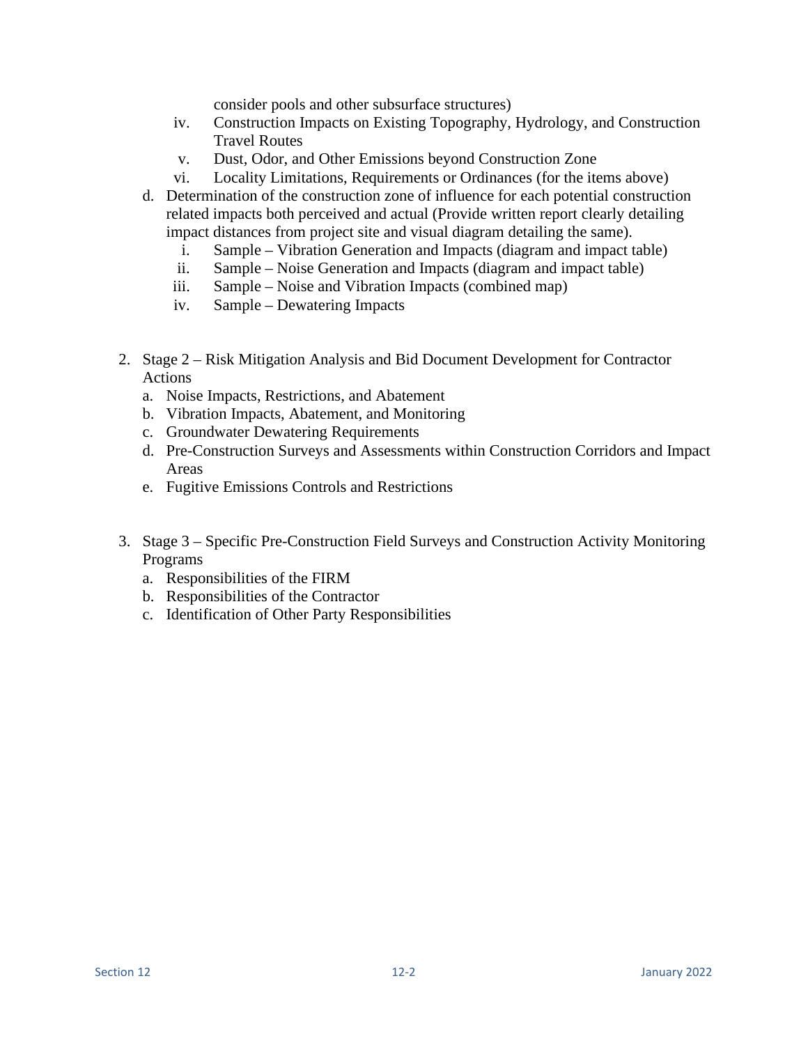consider pools and other subsurface structures)

   iv. Construction Impacts on Existing Topography, Hydrology, and Construction Travel Routes
   v. Dust, Odor, and Other Emissions beyond Construction Zone
   vi. Locality Limitations, Requirements or Ordinances (for the items above)

d. Determination of the construction zone of influence for each potential construction related impacts both perceived and actual (Provide written report clearly detailing impact distances from project site and visual diagram detailing the same).
   i. Sample – Vibration Generation and Impacts (diagram and impact table)
   ii. Sample – Noise Generation and Impacts (diagram and impact table)
   iii. Sample – Noise and Vibration Impacts (combined map)
   iv. Sample – Dewatering Impacts

2. Stage 2 – Risk Mitigation Analysis and Bid Document Development for Contractor Actions
   a. Noise Impacts, Restrictions, and Abatement
   b. Vibration Impacts, Abatement, and Monitoring
   c. Groundwater Dewatering Requirements
   d. Pre-Construction Surveys and Assessments within Construction Corridors and Impact Areas
   e. Fugitive Emissions Controls and Restrictions

3. Stage 3 – Specific Pre-Construction Field Surveys and Construction Activity Monitoring Programs
   a. Responsibilities of the FIRM
   b. Responsibilities of the Contractor
   c. Identification of Other Party Responsibilities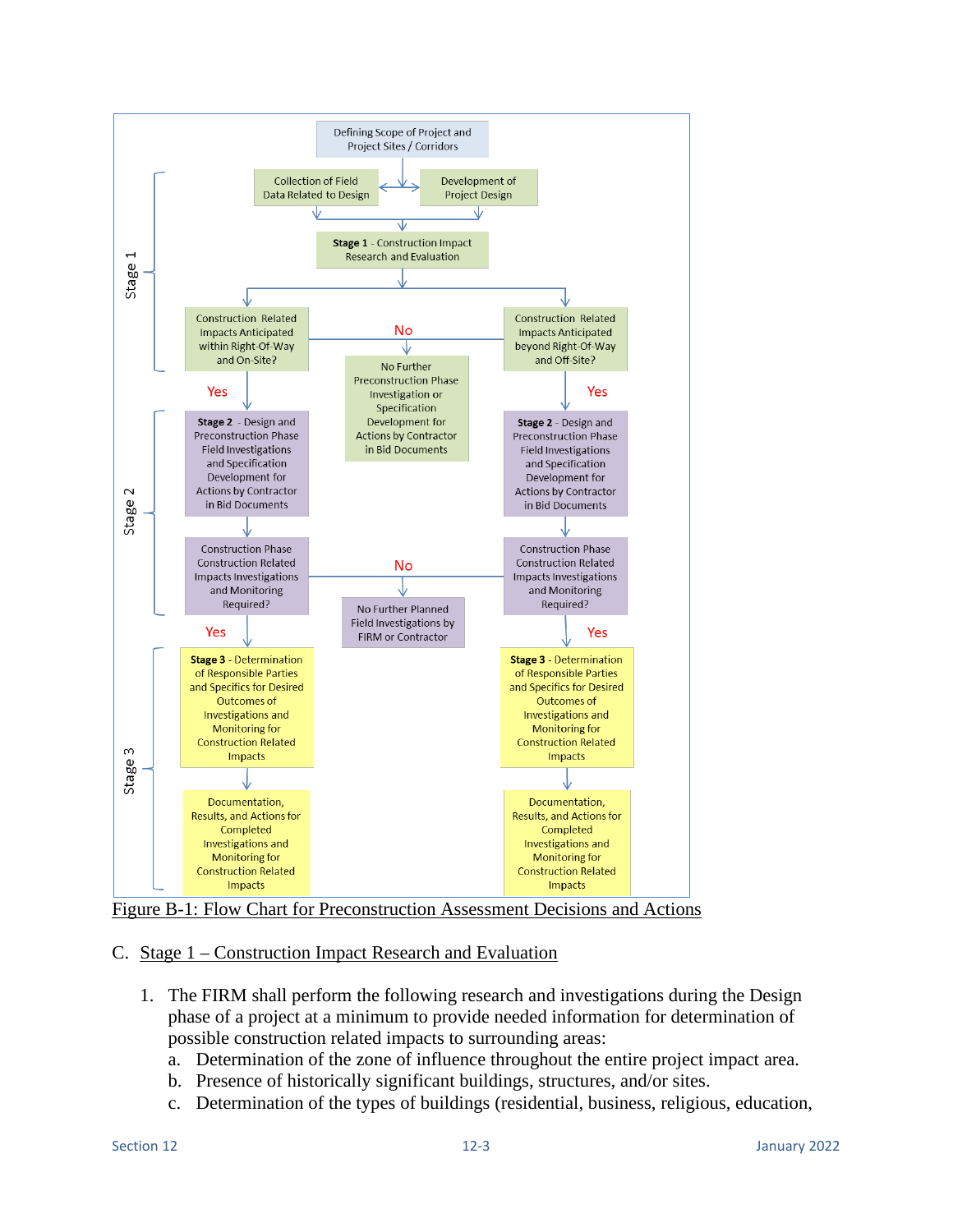Defining Scope of Project and Project Sites / Corridors

**Stage 1**

- Collection of Field Data Related to Design
- Development of Project Design
- **Stage 1** - Construction Impact Research and Evaluation
- Construction Related Impacts Anticipated within Right-Of-Way and On-Site?
- Construction Related Impacts Anticipated beyond Right-Of-Way and Off-Site?
- No → No Further Preconstruction Phase Investigation or Specification Development for Actions by Contractor in Bid Documents
- Yes →

**Stage 2**

- **Stage 2** - Design and Preconstruction Phase Field Investigations and Specification Development for Actions by Contractor in Bid Documents
- Construction Phase Construction Related Impacts Investigations and Monitoring Required?
- No → No Further Planned Field Investigations by FIRM or Contractor
- Yes →

**Stage 3**

- **Stage 3** - Determination of Responsible Parties and Specifics for Desired Outcomes of Investigations and Monitoring for Construction Related Impacts
- Documentation, Results, and Actions for Completed Investigations and Monitoring for Construction Related Impacts

<u>Figure B-1: Flow Chart for Preconstruction Assessment Decisions and Actions</u>

## C. <u>Stage 1 – Construction Impact Research and Evaluation</u>

1. The FIRM shall perform the following research and investigations during the Design phase of a project at a minimum to provide needed information for determination of possible construction related impacts to surrounding areas:
   a. Determination of the zone of influence throughout the entire project impact area.
   b. Presence of historically significant buildings, structures, and/or sites.
   c. Determination of the types of buildings (residential, business, religious, education,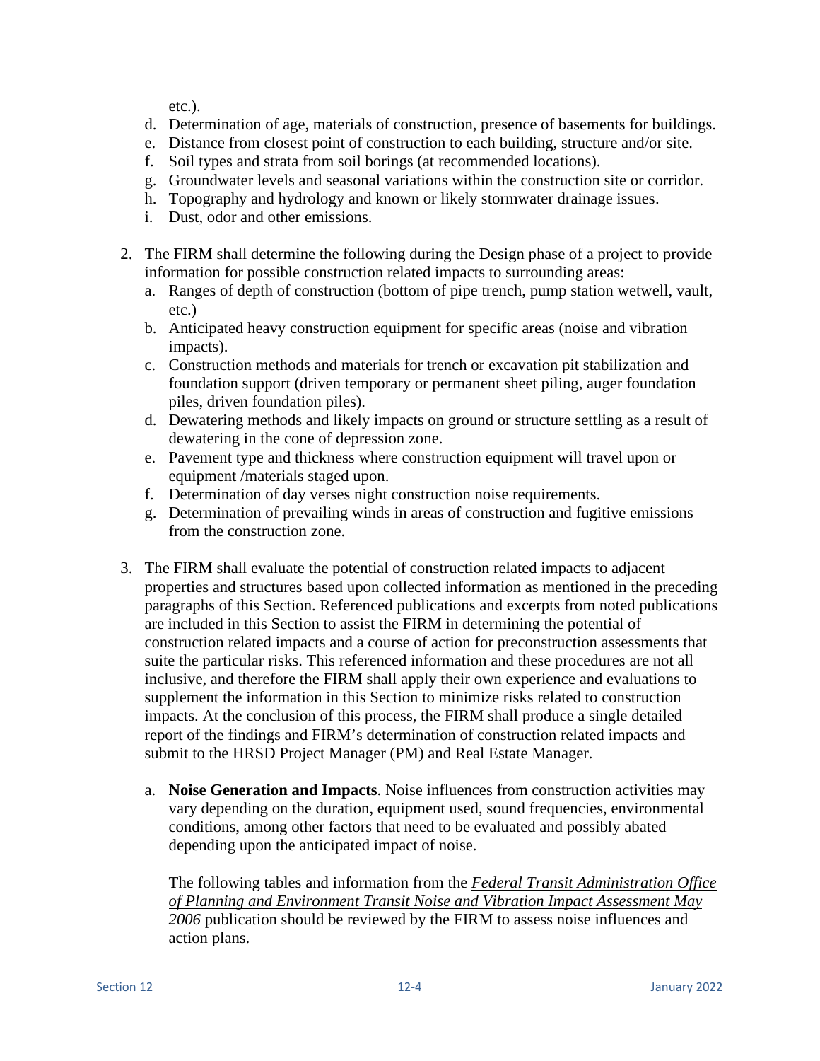etc.).

d. Determination of age, materials of construction, presence of basements for buildings.
e. Distance from closest point of construction to each building, structure and/or site.
f. Soil types and strata from soil borings (at recommended locations).
g. Groundwater levels and seasonal variations within the construction site or corridor.
h. Topography and hydrology and known or likely stormwater drainage issues.
i. Dust, odor and other emissions.

2. The FIRM shall determine the following during the Design phase of a project to provide information for possible construction related impacts to surrounding areas:
   a. Ranges of depth of construction (bottom of pipe trench, pump station wetwell, vault, etc.)
   b. Anticipated heavy construction equipment for specific areas (noise and vibration impacts).
   c. Construction methods and materials for trench or excavation pit stabilization and foundation support (driven temporary or permanent sheet piling, auger foundation piles, driven foundation piles).
   d. Dewatering methods and likely impacts on ground or structure settling as a result of dewatering in the cone of depression zone.
   e. Pavement type and thickness where construction equipment will travel upon or equipment /materials staged upon.
   f. Determination of day verses night construction noise requirements.
   g. Determination of prevailing winds in areas of construction and fugitive emissions from the construction zone.

3. The FIRM shall evaluate the potential of construction related impacts to adjacent properties and structures based upon collected information as mentioned in the preceding paragraphs of this Section. Referenced publications and excerpts from noted publications are included in this Section to assist the FIRM in determining the potential of construction related impacts and a course of action for preconstruction assessments that suite the particular risks. This referenced information and these procedures are not all inclusive, and therefore the FIRM shall apply their own experience and evaluations to supplement the information in this Section to minimize risks related to construction impacts. At the conclusion of this process, the FIRM shall produce a single detailed report of the findings and FIRM's determination of construction related impacts and submit to the HRSD Project Manager (PM) and Real Estate Manager.

   a. **Noise Generation and Impacts**. Noise influences from construction activities may vary depending on the duration, equipment used, sound frequencies, environmental conditions, among other factors that need to be evaluated and possibly abated depending upon the anticipated impact of noise.

      The following tables and information from the *Federal Transit Administration Office of Planning and Environment Transit Noise and Vibration Impact Assessment May 2006* publication should be reviewed by the FIRM to assess noise influences and action plans.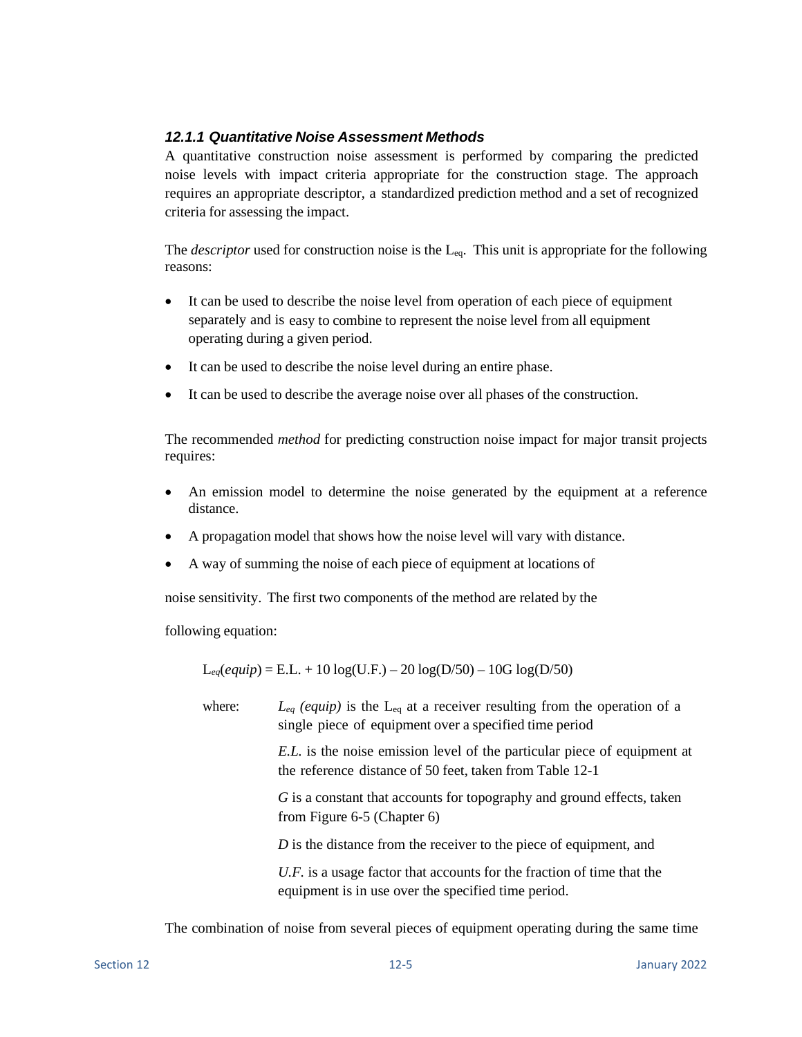### *12.1.1 Quantitative Noise Assessment Methods*

A quantitative construction noise assessment is performed by comparing the predicted noise levels with impact criteria appropriate for the construction stage. The approach requires an appropriate descriptor, a standardized prediction method and a set of recognized criteria for assessing the impact.

The *descriptor* used for construction noise is the $L_{eq}$. This unit is appropriate for the following reasons:

- It can be used to describe the noise level from operation of each piece of equipment separately and is easy to combine to represent the noise level from all equipment operating during a given period.
- It can be used to describe the noise level during an entire phase.
- It can be used to describe the average noise over all phases of the construction.

The recommended *method* for predicting construction noise impact for major transit projects requires:

- An emission model to determine the noise generated by the equipment at a reference distance.
- A propagation model that shows how the noise level will vary with distance.
- A way of summing the noise of each piece of equipment at locations of

noise sensitivity. The first two components of the method are related by the

following equation:

$$L_{eq}(equip) = E.L. + 10\log(U.F.) - 20\log(D/50) - 10G\log(D/50)$$

where:

$L_{eq}$ *(equip)* is the $L_{eq}$ at a receiver resulting from the operation of a single piece of equipment over a specified time period

*E.L.* is the noise emission level of the particular piece of equipment at the reference distance of 50 feet, taken from Table 12-1

*G* is a constant that accounts for topography and ground effects, taken from Figure 6-5 (Chapter 6)

*D* is the distance from the receiver to the piece of equipment, and

*U.F.* is a usage factor that accounts for the fraction of time that the equipment is in use over the specified time period.

The combination of noise from several pieces of equipment operating during the same time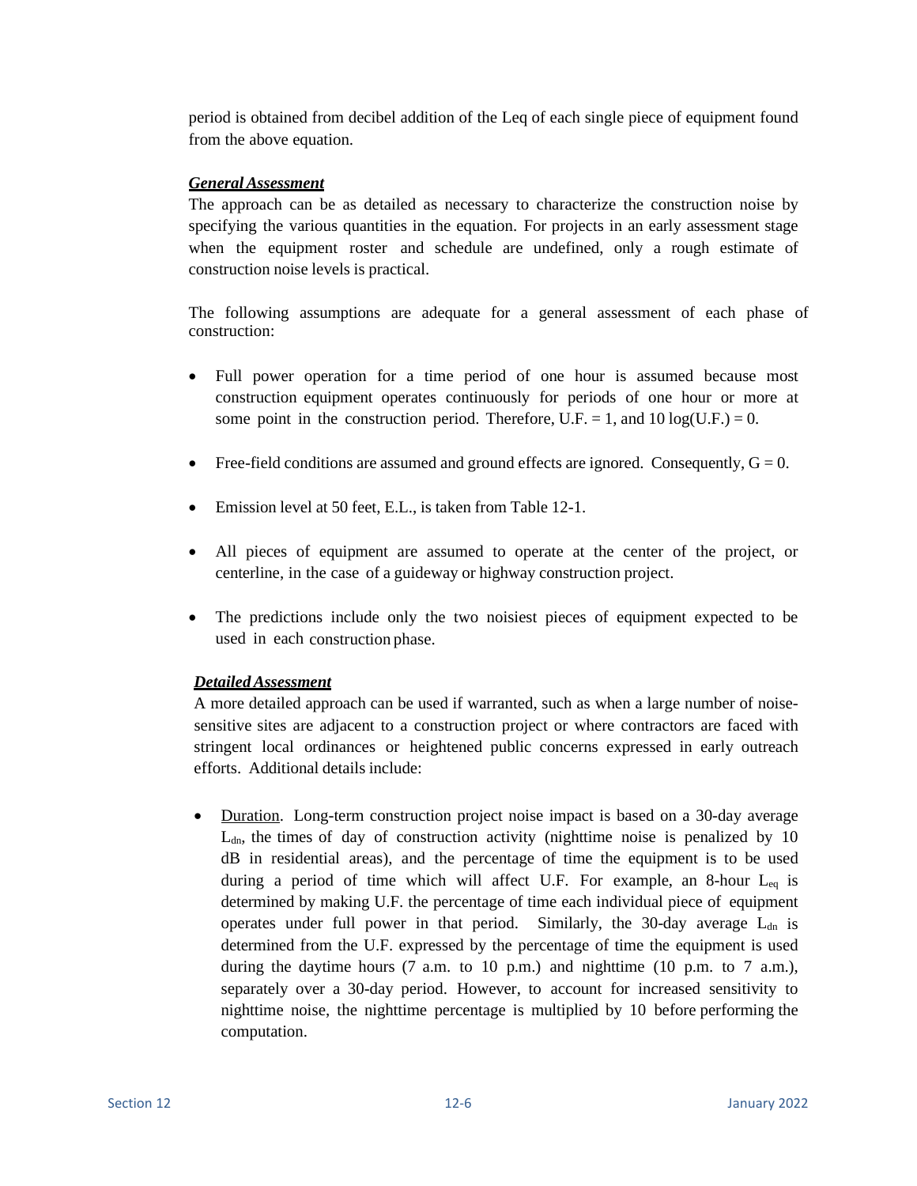period is obtained from decibel addition of the Leq of each single piece of equipment found from the above equation.

***General Assessment***

The approach can be as detailed as necessary to characterize the construction noise by specifying the various quantities in the equation. For projects in an early assessment stage when the equipment roster and schedule are undefined, only a rough estimate of construction noise levels is practical.

The following assumptions are adequate for a general assessment of each phase of construction:

- Full power operation for a time period of one hour is assumed because most construction equipment operates continuously for periods of one hour or more at some point in the construction period. Therefore, U.F. = 1, and 10 log(U.F.) = 0.
- Free-field conditions are assumed and ground effects are ignored. Consequently, G = 0.
- Emission level at 50 feet, E.L., is taken from Table 12-1.
- All pieces of equipment are assumed to operate at the center of the project, or centerline, in the case of a guideway or highway construction project.
- The predictions include only the two noisiest pieces of equipment expected to be used in each construction phase.

***Detailed Assessment***

A more detailed approach can be used if warranted, such as when a large number of noise-sensitive sites are adjacent to a construction project or where contractors are faced with stringent local ordinances or heightened public concerns expressed in early outreach efforts. Additional details include:

- Duration. Long-term construction project noise impact is based on a 30-day average $L_{dn}$, the times of day of construction activity (nighttime noise is penalized by 10 dB in residential areas), and the percentage of time the equipment is to be used during a period of time which will affect U.F. For example, an 8-hour $L_{eq}$ is determined by making U.F. the percentage of time each individual piece of equipment operates under full power in that period. Similarly, the 30-day average $L_{dn}$ is determined from the U.F. expressed by the percentage of time the equipment is used during the daytime hours (7 a.m. to 10 p.m.) and nighttime (10 p.m. to 7 a.m.), separately over a 30-day period. However, to account for increased sensitivity to nighttime noise, the nighttime percentage is multiplied by 10 before performing the computation.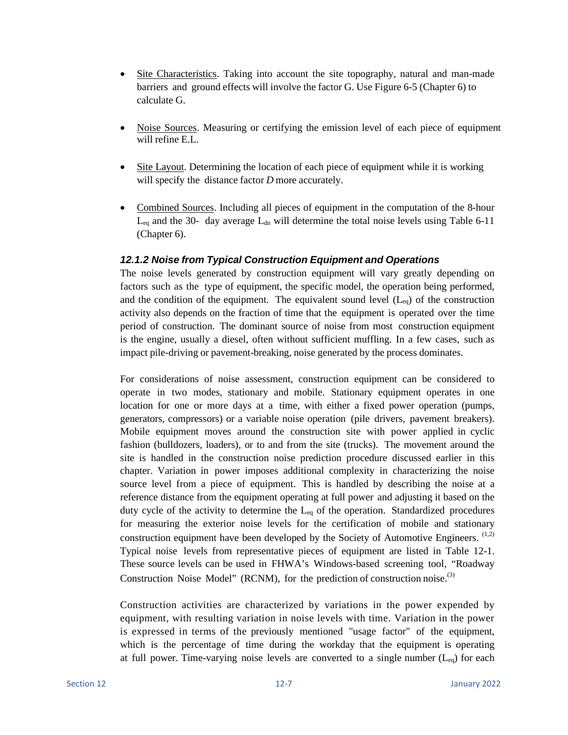- Site Characteristics. Taking into account the site topography, natural and man-made barriers and ground effects will involve the factor G. Use Figure 6-5 (Chapter 6) to calculate G.

- Noise Sources. Measuring or certifying the emission level of each piece of equipment will refine E.L.

- Site Layout. Determining the location of each piece of equipment while it is working will specify the distance factor *D* more accurately.

- Combined Sources. Including all pieces of equipment in the computation of the 8-hour $L_{eq}$ and the 30- day average $L_{dn}$ will determine the total noise levels using Table 6-11 (Chapter 6).

### *12.1.2 Noise from Typical Construction Equipment and Operations*

The noise levels generated by construction equipment will vary greatly depending on factors such as the type of equipment, the specific model, the operation being performed, and the condition of the equipment. The equivalent sound level ($L_{eq}$) of the construction activity also depends on the fraction of time that the equipment is operated over the time period of construction. The dominant source of noise from most construction equipment is the engine, usually a diesel, often without sufficient muffling. In a few cases, such as impact pile-driving or pavement-breaking, noise generated by the process dominates.

For considerations of noise assessment, construction equipment can be considered to operate in two modes, stationary and mobile. Stationary equipment operates in one location for one or more days at a time, with either a fixed power operation (pumps, generators, compressors) or a variable noise operation (pile drivers, pavement breakers). Mobile equipment moves around the construction site with power applied in cyclic fashion (bulldozers, loaders), or to and from the site (trucks). The movement around the site is handled in the construction noise prediction procedure discussed earlier in this chapter. Variation in power imposes additional complexity in characterizing the noise source level from a piece of equipment. This is handled by describing the noise at a reference distance from the equipment operating at full power and adjusting it based on the duty cycle of the activity to determine the $L_{eq}$ of the operation. Standardized procedures for measuring the exterior noise levels for the certification of mobile and stationary construction equipment have been developed by the Society of Automotive Engineers. [1,2] Typical noise levels from representative pieces of equipment are listed in Table 12-1. These source levels can be used in FHWA's Windows-based screening tool, "Roadway Construction Noise Model" (RCNM), for the prediction of construction noise.[3]

Construction activities are characterized by variations in the power expended by equipment, with resulting variation in noise levels with time. Variation in the power is expressed in terms of the previously mentioned "usage factor" of the equipment, which is the percentage of time during the workday that the equipment is operating at full power. Time-varying noise levels are converted to a single number ($L_{eq}$) for each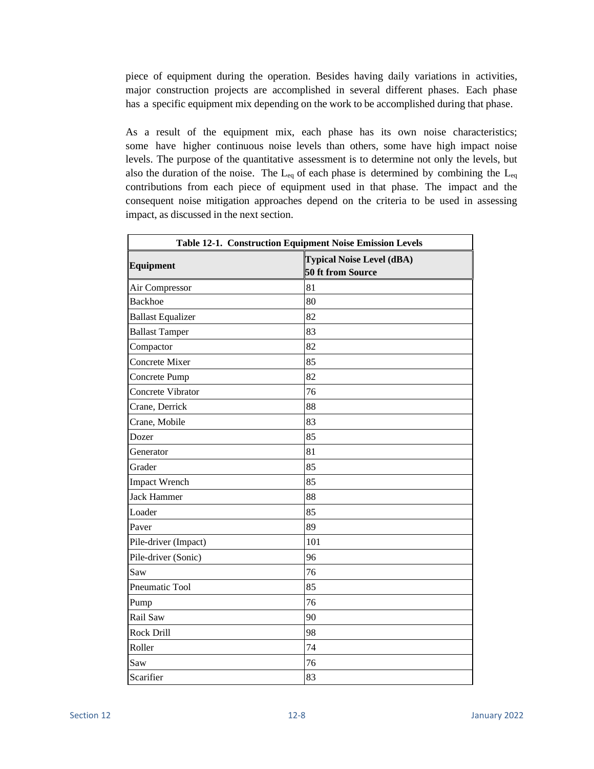piece of equipment during the operation. Besides having daily variations in activities, major construction projects are accomplished in several different phases. Each phase has a specific equipment mix depending on the work to be accomplished during that phase.

As a result of the equipment mix, each phase has its own noise characteristics; some have higher continuous noise levels than others, some have high impact noise levels. The purpose of the quantitative assessment is to determine not only the levels, but also the duration of the noise. The $L_{eq}$ of each phase is determined by combining the $L_{eq}$ contributions from each piece of equipment used in that phase. The impact and the consequent noise mitigation approaches depend on the criteria to be used in assessing impact, as discussed in the next section.

**Table 12-1. Construction Equipment Noise Emission Levels**

| Equipment | Typical Noise Level (dBA) 50 ft from Source |
|---|---|
| Air Compressor | 81 |
| Backhoe | 80 |
| Ballast Equalizer | 82 |
| Ballast Tamper | 83 |
| Compactor | 82 |
| Concrete Mixer | 85 |
| Concrete Pump | 82 |
| Concrete Vibrator | 76 |
| Crane, Derrick | 88 |
| Crane, Mobile | 83 |
| Dozer | 85 |
| Generator | 81 |
| Grader | 85 |
| Impact Wrench | 85 |
| Jack Hammer | 88 |
| Loader | 85 |
| Paver | 89 |
| Pile-driver (Impact) | 101 |
| Pile-driver (Sonic) | 96 |
| Saw | 76 |
| Pneumatic Tool | 85 |
| Pump | 76 |
| Rail Saw | 90 |
| Rock Drill | 98 |
| Roller | 74 |
| Saw | 76 |
| Scarifier | 83 |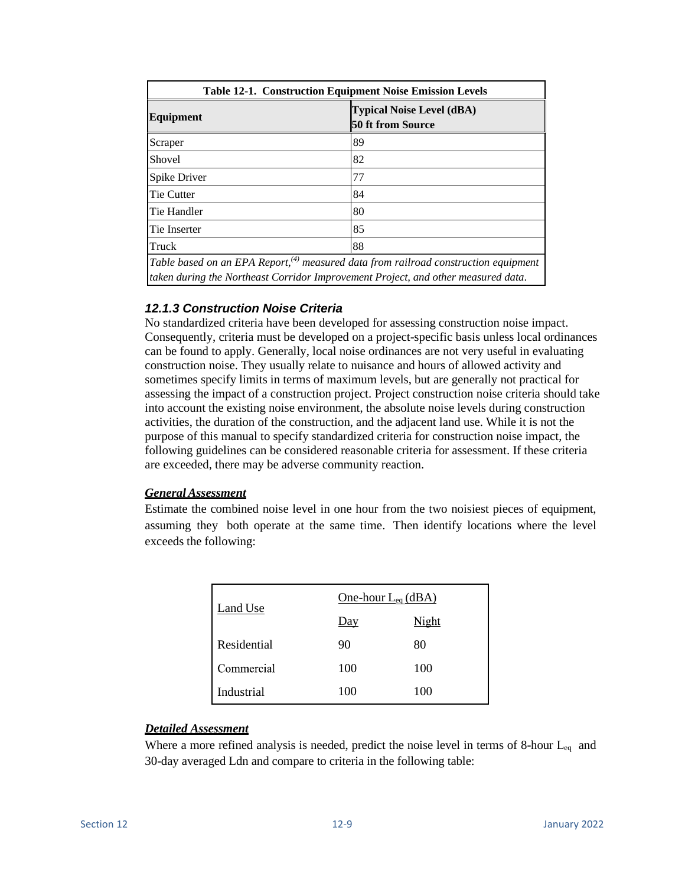**Table 12-1. Construction Equipment Noise Emission Levels**

| Equipment | Typical Noise Level (dBA) 50 ft from Source |
|---|---|
| Scraper | 89 |
| Shovel | 82 |
| Spike Driver | 77 |
| Tie Cutter | 84 |
| Tie Handler | 80 |
| Tie Inserter | 85 |
| Truck | 88 |

*Table based on an EPA Report,[4] measured data from railroad construction equipment taken during the Northeast Corridor Improvement Project, and other measured data.*

### *12.1.3 Construction Noise Criteria*

No standardized criteria have been developed for assessing construction noise impact. Consequently, criteria must be developed on a project-specific basis unless local ordinances can be found to apply. Generally, local noise ordinances are not very useful in evaluating construction noise. They usually relate to nuisance and hours of allowed activity and sometimes specify limits in terms of maximum levels, but are generally not practical for assessing the impact of a construction project. Project construction noise criteria should take into account the existing noise environment, the absolute noise levels during construction activities, the duration of the construction, and the adjacent land use. While it is not the purpose of this manual to specify standardized criteria for construction noise impact, the following guidelines can be considered reasonable criteria for assessment. If these criteria are exceeded, there may be adverse community reaction.

***General Assessment***

Estimate the combined noise level in one hour from the two noisiest pieces of equipment, assuming they both operate at the same time. Then identify locations where the level exceeds the following:

| Land Use | One-hour $L_{eq}$ (dBA) | |
|---|---|---|
| | Day | Night |
| Residential | 90 | 80 |
| Commercial | 100 | 100 |
| Industrial | 100 | 100 |

***Detailed Assessment***

Where a more refined analysis is needed, predict the noise level in terms of 8-hour $L_{eq}$ and 30-day averaged Ldn and compare to criteria in the following table: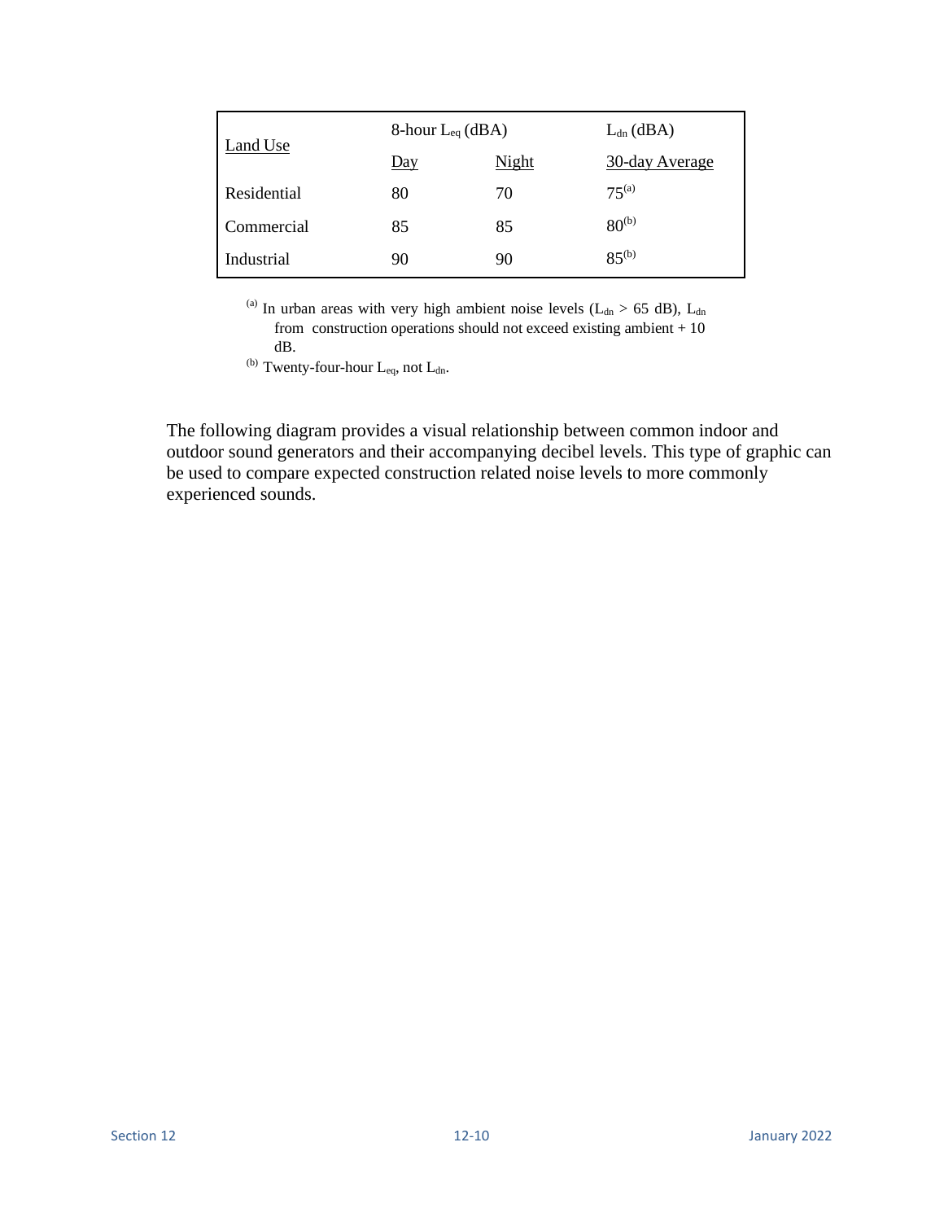| Land Use | 8-hour $L_{eq}$ (dBA) | | $L_{dn}$ (dBA) |
|---|---|---|---|
| | Day | Night | 30-day Average |
| Residential | 80 | 70 | 75[a] |
| Commercial | 85 | 85 | 80[b] |
| Industrial | 90 | 90 | 85[b] |

[a] In urban areas with very high ambient noise levels ($L_{dn}$ > 65 dB), $L_{dn}$ from construction operations should not exceed existing ambient + 10 dB.

[b] Twenty-four-hour $L_{eq}$, not $L_{dn}$.

The following diagram provides a visual relationship between common indoor and outdoor sound generators and their accompanying decibel levels. This type of graphic can be used to compare expected construction related noise levels to more commonly experienced sounds.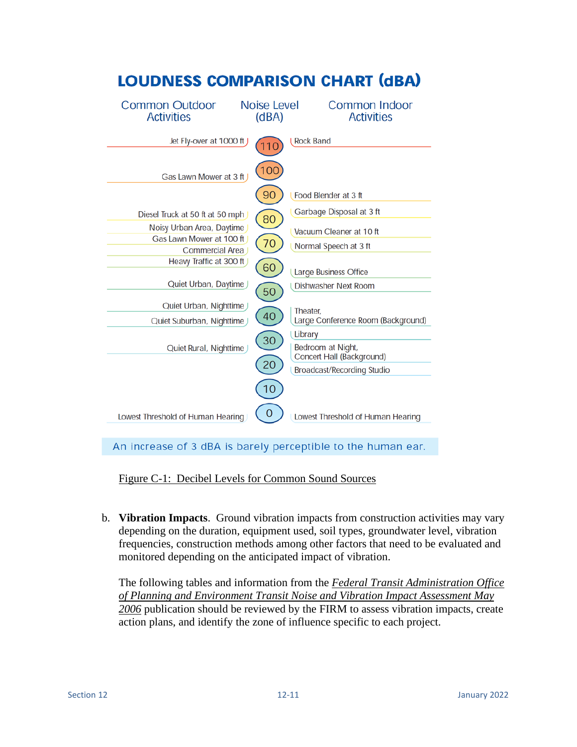# LOUDNESS COMPARISON CHART (dBA)

| Common Outdoor Activities | Noise Level (dBA) | Common Indoor Activities |
|---|---|---|
| Jet Fly-over at 1000 ft | 110 | Rock Band |
| Gas Lawn Mower at 3 ft | 100 | |
| | 90 | Food Blender at 3 ft |
| Diesel Truck at 50 ft at 50 mph | 80 | Garbage Disposal at 3 ft |
| Noisy Urban Area, Daytime<br>Gas Lawn Mower at 100 ft<br>Commercial Area<br>Heavy Traffic at 300 ft | 70 | Vacuum Cleaner at 10 ft<br>Normal Speech at 3 ft |
| | 60 | Large Business Office |
| Quiet Urban, Daytime | 50 | Dishwasher Next Room |
| Quiet Urban, Nighttime<br>Quiet Suburban, Nighttime | 40 | Theater, Large Conference Room (Background) |
| Quiet Rural, Nighttime | 30 | Library<br>Bedroom at Night, Concert Hall (Background) |
| | 20 | Broadcast/Recording Studio |
| | 10 | |
| Lowest Threshold of Human Hearing | 0 | Lowest Threshold of Human Hearing |

An increase of 3 dBA is barely perceptible to the human ear.

Figure C-1: Decibel Levels for Common Sound Sources

b. **Vibration Impacts**. Ground vibration impacts from construction activities may vary depending on the duration, equipment used, soil types, groundwater level, vibration frequencies, construction methods among other factors that need to be evaluated and monitored depending on the anticipated impact of vibration.

The following tables and information from the *Federal Transit Administration Office of Planning and Environment Transit Noise and Vibration Impact Assessment May 2006* publication should be reviewed by the FIRM to assess vibration impacts, create action plans, and identify the zone of influence specific to each project.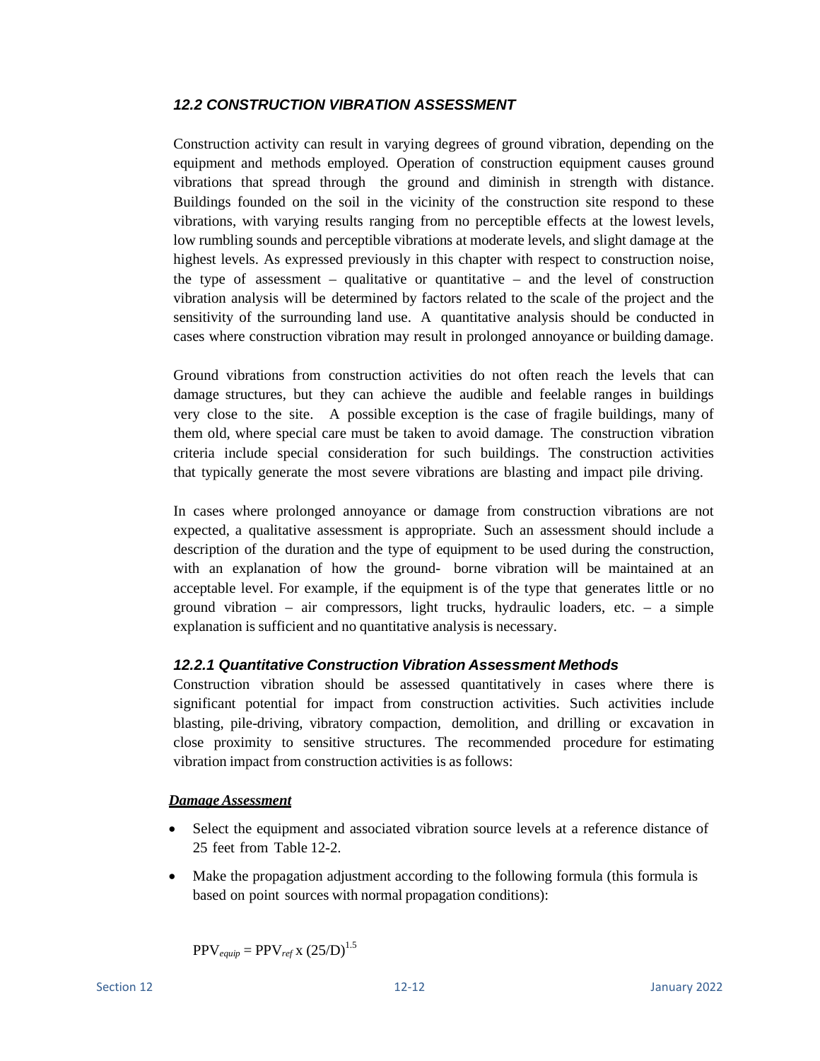### *12.2 CONSTRUCTION VIBRATION ASSESSMENT*

Construction activity can result in varying degrees of ground vibration, depending on the equipment and methods employed. Operation of construction equipment causes ground vibrations that spread through the ground and diminish in strength with distance. Buildings founded on the soil in the vicinity of the construction site respond to these vibrations, with varying results ranging from no perceptible effects at the lowest levels, low rumbling sounds and perceptible vibrations at moderate levels, and slight damage at the highest levels. As expressed previously in this chapter with respect to construction noise, the type of assessment – qualitative or quantitative – and the level of construction vibration analysis will be determined by factors related to the scale of the project and the sensitivity of the surrounding land use. A quantitative analysis should be conducted in cases where construction vibration may result in prolonged annoyance or building damage.

Ground vibrations from construction activities do not often reach the levels that can damage structures, but they can achieve the audible and feelable ranges in buildings very close to the site. A possible exception is the case of fragile buildings, many of them old, where special care must be taken to avoid damage. The construction vibration criteria include special consideration for such buildings. The construction activities that typically generate the most severe vibrations are blasting and impact pile driving.

In cases where prolonged annoyance or damage from construction vibrations are not expected, a qualitative assessment is appropriate. Such an assessment should include a description of the duration and the type of equipment to be used during the construction, with an explanation of how the ground- borne vibration will be maintained at an acceptable level. For example, if the equipment is of the type that generates little or no ground vibration – air compressors, light trucks, hydraulic loaders, etc. – a simple explanation is sufficient and no quantitative analysis is necessary.

#### *12.2.1 Quantitative Construction Vibration Assessment Methods*

Construction vibration should be assessed quantitatively in cases where there is significant potential for impact from construction activities. Such activities include blasting, pile-driving, vibratory compaction, demolition, and drilling or excavation in close proximity to sensitive structures. The recommended procedure for estimating vibration impact from construction activities is as follows:

***Damage Assessment***

- Select the equipment and associated vibration source levels at a reference distance of 25 feet from Table 12-2.
- Make the propagation adjustment according to the following formula (this formula is based on point sources with normal propagation conditions):

$$PPV_{equip} = PPV_{ref} \times (25/D)^{1.5}$$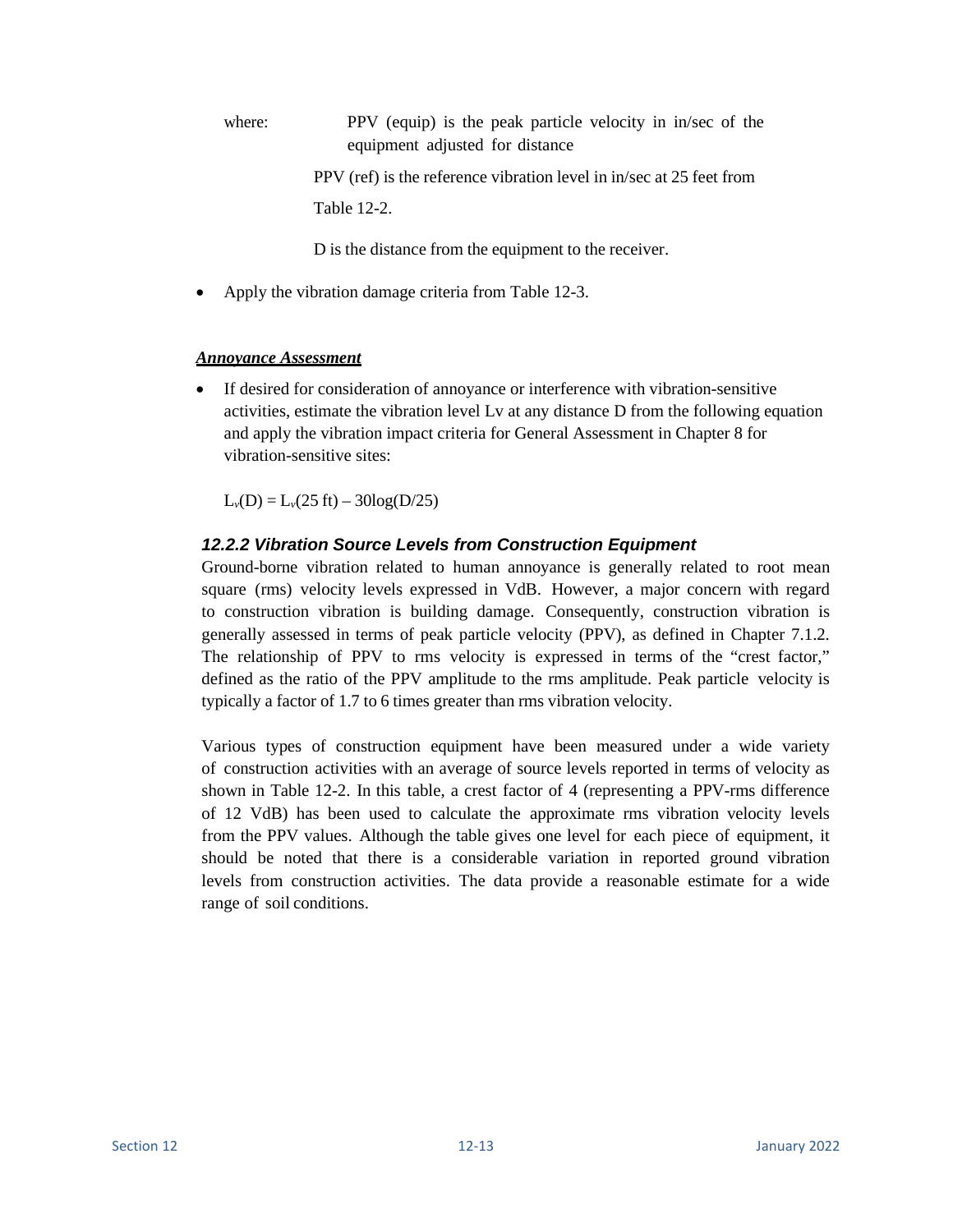where: PPV (equip) is the peak particle velocity in in/sec of the equipment adjusted for distance

PPV (ref) is the reference vibration level in in/sec at 25 feet from Table 12-2.

D is the distance from the equipment to the receiver.

- Apply the vibration damage criteria from Table 12-3.

***Annoyance Assessment***

- If desired for consideration of annoyance or interference with vibration-sensitive activities, estimate the vibration level Lv at any distance D from the following equation and apply the vibration impact criteria for General Assessment in Chapter 8 for vibration-sensitive sites:

$$L_v(D) = L_v(25\text{ ft}) - 30\log(D/25)$$

### *12.2.2 Vibration Source Levels from Construction Equipment*

Ground-borne vibration related to human annoyance is generally related to root mean square (rms) velocity levels expressed in VdB. However, a major concern with regard to construction vibration is building damage. Consequently, construction vibration is generally assessed in terms of peak particle velocity (PPV), as defined in Chapter 7.1.2. The relationship of PPV to rms velocity is expressed in terms of the "crest factor," defined as the ratio of the PPV amplitude to the rms amplitude. Peak particle velocity is typically a factor of 1.7 to 6 times greater than rms vibration velocity.

Various types of construction equipment have been measured under a wide variety of construction activities with an average of source levels reported in terms of velocity as shown in Table 12-2. In this table, a crest factor of 4 (representing a PPV-rms difference of 12 VdB) has been used to calculate the approximate rms vibration velocity levels from the PPV values. Although the table gives one level for each piece of equipment, it should be noted that there is a considerable variation in reported ground vibration levels from construction activities. The data provide a reasonable estimate for a wide range of soil conditions.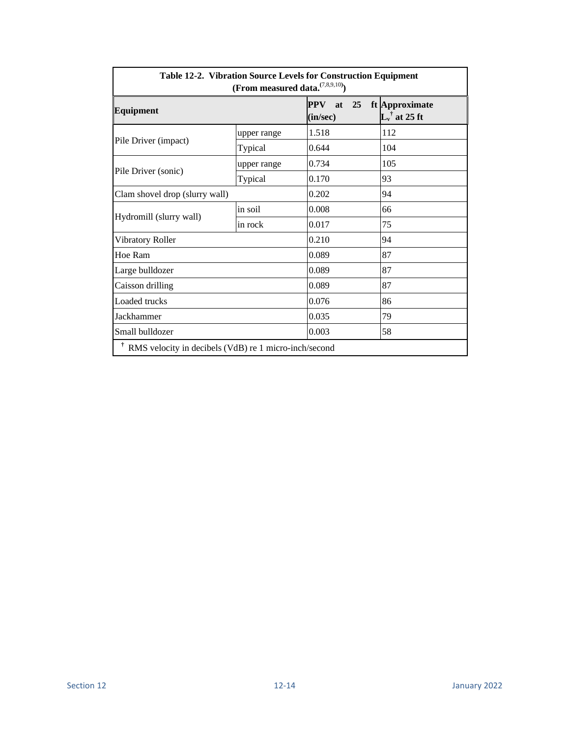**Table 12-2. Vibration Source Levels for Construction Equipment (From measured data.[7,8,9,10])**

| Equipment | | PPV at 25 ft (in/sec) | Approximate $L_v$ † at 25 ft |
|---|---|---|---|
| Pile Driver (impact) | upper range | 1.518 | 112 |
| | Typical | 0.644 | 104 |
| Pile Driver (sonic) | upper range | 0.734 | 105 |
| | Typical | 0.170 | 93 |
| Clam shovel drop (slurry wall) | | 0.202 | 94 |
| Hydromill (slurry wall) | in soil | 0.008 | 66 |
| | in rock | 0.017 | 75 |
| Vibratory Roller | | 0.210 | 94 |
| Hoe Ram | | 0.089 | 87 |
| Large bulldozer | | 0.089 | 87 |
| Caisson drilling | | 0.089 | 87 |
| Loaded trucks | | 0.076 | 86 |
| Jackhammer | | 0.035 | 79 |
| Small bulldozer | | 0.003 | 58 |

† RMS velocity in decibels (VdB) re 1 micro-inch/second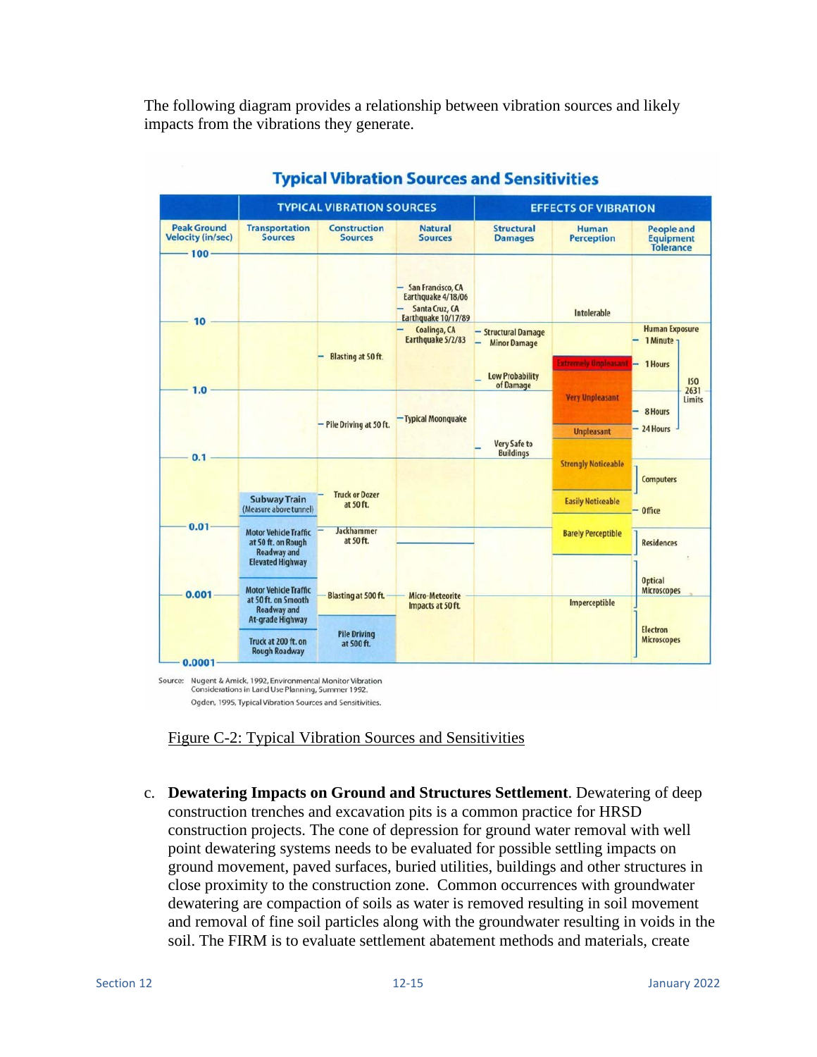The following diagram provides a relationship between vibration sources and likely impacts from the vibrations they generate.

**Typical Vibration Sources and Sensitivities**

| Peak Ground Velocity (in/sec) | Transportation Sources | Construction Sources | Natural Sources | Structural Damages | Human Perception | People and Equipment Tolerance |
|---|---|---|---|---|---|---|
| 100 – 10 | | | San Francisco, CA Earthquake 4/18/06; Santa Cruz, CA Earthquake 10/17/89 | | Intolerable | |
| 10 – 1.0 | | Blasting at 50 ft. | Coalinga, CA Earthquake 5/2/83 | Structural Damage; Minor Damage; Low Probability of Damage | Extremely Unpleasant | Human Exposure (ISO 2631 Limits): 1 Minute; 1 Hours |
| 1.0 – 0.1 | | Pile Driving at 50 ft. | Typical Moonquake | Very Safe to Buildings | Very Unpleasant; Unpleasant | 8 Hours; 24 Hours |
| 0.1 – 0.01 | Subway Train (Measure above tunnel) | Truck or Dozer at 50 ft. | | | Strongly Noticeable; Easily Noticeable | Computers; Office |
| 0.01 – 0.001 | Motor Vehicle Traffic at 50 ft. on Rough Roadway and Elevated Highway | Jackhammer at 50 ft. | | | Barely Perceptible | Residences |
| 0.001 – 0.0001 | Motor Vehicle Traffic at 50 ft. on Smooth Roadway and At-grade Highway; Truck at 200 ft. on Rough Roadway | Blasting at 500 ft.; Pile Driving at 500 ft. | Micro-Meteorite Impacts at 50 ft. | | Imperceptible | Optical Microscopes; Electron Microscopes |

Source: Nugent & Amick, 1992, Environmental Monitor Vibration Considerations in Land Use Planning, Summer 1992.
Ogden, 1995, Typical Vibration Sources and Sensitivities.

Figure C-2: Typical Vibration Sources and Sensitivities

c. **Dewatering Impacts on Ground and Structures Settlement**. Dewatering of deep construction trenches and excavation pits is a common practice for HRSD construction projects. The cone of depression for ground water removal with well point dewatering systems needs to be evaluated for possible settling impacts on ground movement, paved surfaces, buried utilities, buildings and other structures in close proximity to the construction zone. Common occurrences with groundwater dewatering are compaction of soils as water is removed resulting in soil movement and removal of fine soil particles along with the groundwater resulting in voids in the soil. The FIRM is to evaluate settlement abatement methods and materials, create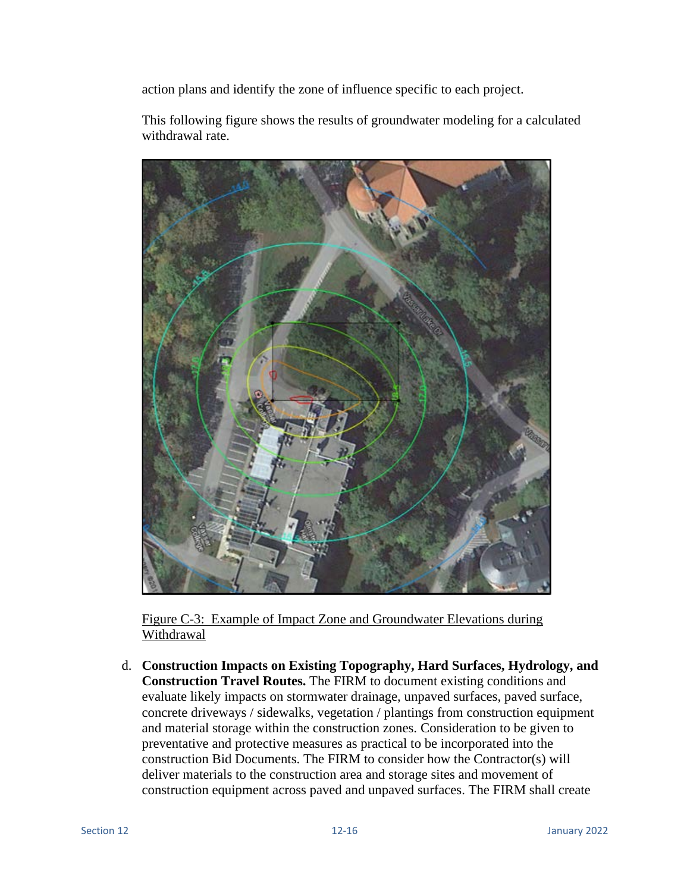action plans and identify the zone of influence specific to each project.

This following figure shows the results of groundwater modeling for a calculated withdrawal rate.

Figure C-3: Example of Impact Zone and Groundwater Elevations during Withdrawal

d. **Construction Impacts on Existing Topography, Hard Surfaces, Hydrology, and Construction Travel Routes.** The FIRM to document existing conditions and evaluate likely impacts on stormwater drainage, unpaved surfaces, paved surface, concrete driveways / sidewalks, vegetation / plantings from construction equipment and material storage within the construction zones. Consideration to be given to preventative and protective measures as practical to be incorporated into the construction Bid Documents. The FIRM to consider how the Contractor(s) will deliver materials to the construction area and storage sites and movement of construction equipment across paved and unpaved surfaces. The FIRM shall create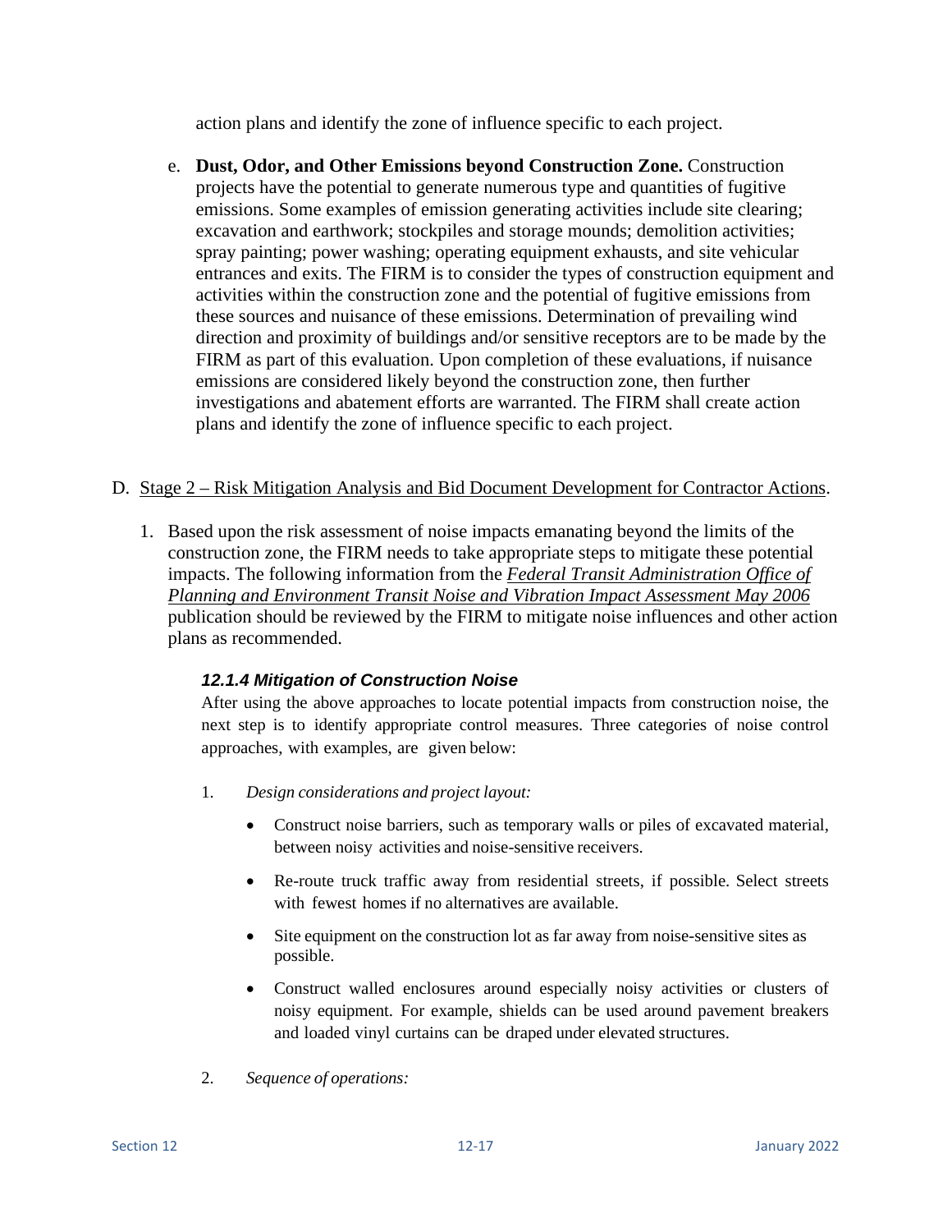action plans and identify the zone of influence specific to each project.

e. **Dust, Odor, and Other Emissions beyond Construction Zone.** Construction projects have the potential to generate numerous type and quantities of fugitive emissions. Some examples of emission generating activities include site clearing; excavation and earthwork; stockpiles and storage mounds; demolition activities; spray painting; power washing; operating equipment exhausts, and site vehicular entrances and exits. The FIRM is to consider the types of construction equipment and activities within the construction zone and the potential of fugitive emissions from these sources and nuisance of these emissions. Determination of prevailing wind direction and proximity of buildings and/or sensitive receptors are to be made by the FIRM as part of this evaluation. Upon completion of these evaluations, if nuisance emissions are considered likely beyond the construction zone, then further investigations and abatement efforts are warranted. The FIRM shall create action plans and identify the zone of influence specific to each project.

D. <u>Stage 2 – Risk Mitigation Analysis and Bid Document Development for Contractor Actions</u>.

1. Based upon the risk assessment of noise impacts emanating beyond the limits of the construction zone, the FIRM needs to take appropriate steps to mitigate these potential impacts. The following information from the *<u>Federal Transit Administration Office of Planning and Environment Transit Noise and Vibration Impact Assessment May 2006</u>* publication should be reviewed by the FIRM to mitigate noise influences and other action plans as recommended.

#### *12.1.4 Mitigation of Construction Noise*

After using the above approaches to locate potential impacts from construction noise, the next step is to identify appropriate control measures. Three categories of noise control approaches, with examples, are given below:

1. *Design considerations and project layout:*

   - Construct noise barriers, such as temporary walls or piles of excavated material, between noisy activities and noise-sensitive receivers.
   - Re-route truck traffic away from residential streets, if possible. Select streets with fewest homes if no alternatives are available.
   - Site equipment on the construction lot as far away from noise-sensitive sites as possible.
   - Construct walled enclosures around especially noisy activities or clusters of noisy equipment. For example, shields can be used around pavement breakers and loaded vinyl curtains can be draped under elevated structures.

2. *Sequence of operations:*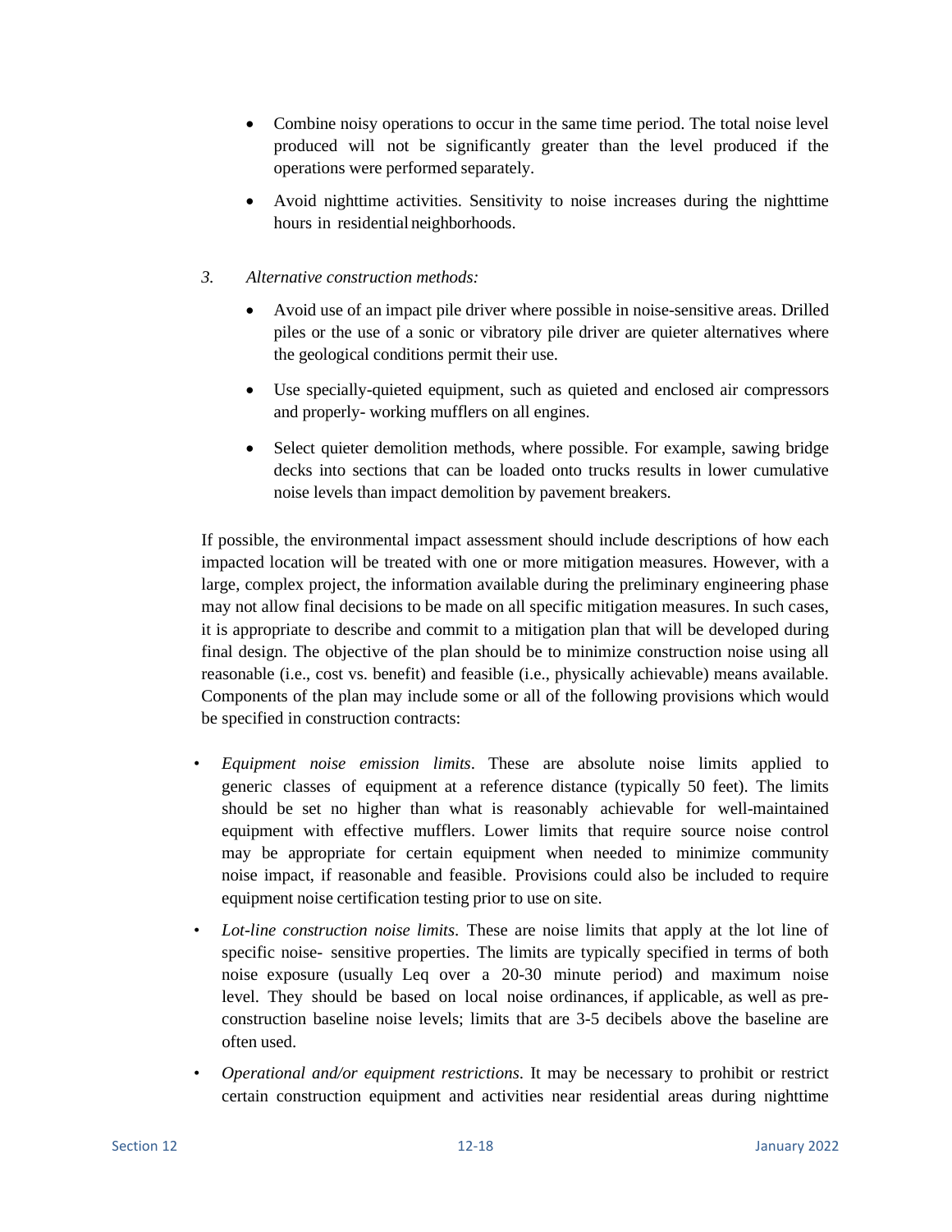- Combine noisy operations to occur in the same time period. The total noise level produced will not be significantly greater than the level produced if the operations were performed separately.

- Avoid nighttime activities. Sensitivity to noise increases during the nighttime hours in residential neighborhoods.

3. *Alternative construction methods:*

   - Avoid use of an impact pile driver where possible in noise-sensitive areas. Drilled piles or the use of a sonic or vibratory pile driver are quieter alternatives where the geological conditions permit their use.

   - Use specially-quieted equipment, such as quieted and enclosed air compressors and properly- working mufflers on all engines.

   - Select quieter demolition methods, where possible. For example, sawing bridge decks into sections that can be loaded onto trucks results in lower cumulative noise levels than impact demolition by pavement breakers.

If possible, the environmental impact assessment should include descriptions of how each impacted location will be treated with one or more mitigation measures. However, with a large, complex project, the information available during the preliminary engineering phase may not allow final decisions to be made on all specific mitigation measures. In such cases, it is appropriate to describe and commit to a mitigation plan that will be developed during final design. The objective of the plan should be to minimize construction noise using all reasonable (i.e., cost vs. benefit) and feasible (i.e., physically achievable) means available. Components of the plan may include some or all of the following provisions which would be specified in construction contracts:

- *Equipment noise emission limits*. These are absolute noise limits applied to generic classes of equipment at a reference distance (typically 50 feet). The limits should be set no higher than what is reasonably achievable for well-maintained equipment with effective mufflers. Lower limits that require source noise control may be appropriate for certain equipment when needed to minimize community noise impact, if reasonable and feasible. Provisions could also be included to require equipment noise certification testing prior to use on site.

- *Lot-line construction noise limits*. These are noise limits that apply at the lot line of specific noise- sensitive properties. The limits are typically specified in terms of both noise exposure (usually Leq over a 20-30 minute period) and maximum noise level. They should be based on local noise ordinances, if applicable, as well as pre-construction baseline noise levels; limits that are 3-5 decibels above the baseline are often used.

- *Operational and/or equipment restrictions*. It may be necessary to prohibit or restrict certain construction equipment and activities near residential areas during nighttime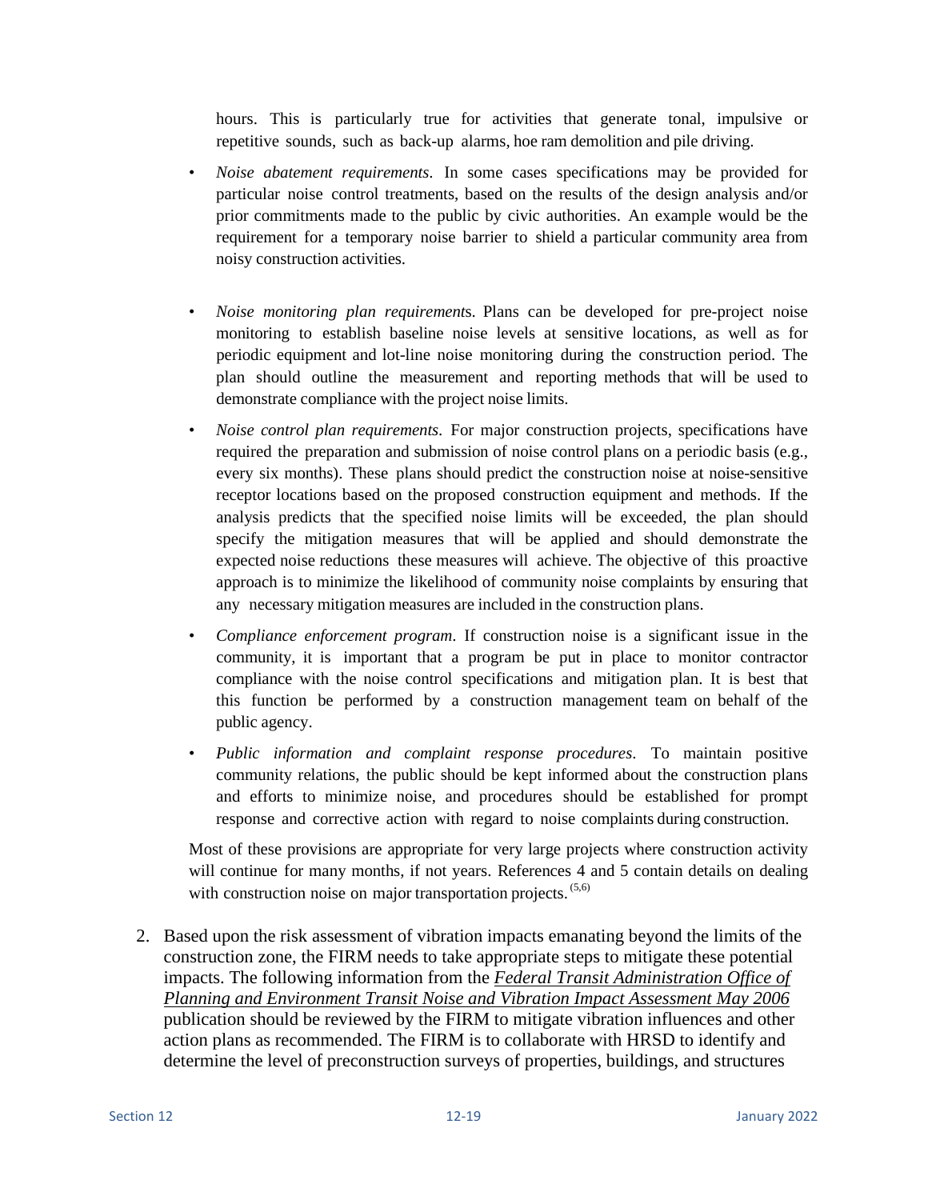hours. This is particularly true for activities that generate tonal, impulsive or repetitive sounds, such as back-up alarms, hoe ram demolition and pile driving.

- *Noise abatement requirements*. In some cases specifications may be provided for particular noise control treatments, based on the results of the design analysis and/or prior commitments made to the public by civic authorities. An example would be the requirement for a temporary noise barrier to shield a particular community area from noisy construction activities.

- *Noise monitoring plan requirement*s. Plans can be developed for pre-project noise monitoring to establish baseline noise levels at sensitive locations, as well as for periodic equipment and lot-line noise monitoring during the construction period. The plan should outline the measurement and reporting methods that will be used to demonstrate compliance with the project noise limits.
- *Noise control plan requirements*. For major construction projects, specifications have required the preparation and submission of noise control plans on a periodic basis (e.g., every six months). These plans should predict the construction noise at noise-sensitive receptor locations based on the proposed construction equipment and methods. If the analysis predicts that the specified noise limits will be exceeded, the plan should specify the mitigation measures that will be applied and should demonstrate the expected noise reductions these measures will achieve. The objective of this proactive approach is to minimize the likelihood of community noise complaints by ensuring that any necessary mitigation measures are included in the construction plans.
- *Compliance enforcement program*. If construction noise is a significant issue in the community, it is important that a program be put in place to monitor contractor compliance with the noise control specifications and mitigation plan. It is best that this function be performed by a construction management team on behalf of the public agency.
- *Public information and complaint response procedures*. To maintain positive community relations, the public should be kept informed about the construction plans and efforts to minimize noise, and procedures should be established for prompt response and corrective action with regard to noise complaints during construction.

Most of these provisions are appropriate for very large projects where construction activity will continue for many months, if not years. References 4 and 5 contain details on dealing with construction noise on major transportation projects. [5,6]

2. Based upon the risk assessment of vibration impacts emanating beyond the limits of the construction zone, the FIRM needs to take appropriate steps to mitigate these potential impacts. The following information from the *Federal Transit Administration Office of Planning and Environment Transit Noise and Vibration Impact Assessment May 2006* publication should be reviewed by the FIRM to mitigate vibration influences and other action plans as recommended. The FIRM is to collaborate with HRSD to identify and determine the level of preconstruction surveys of properties, buildings, and structures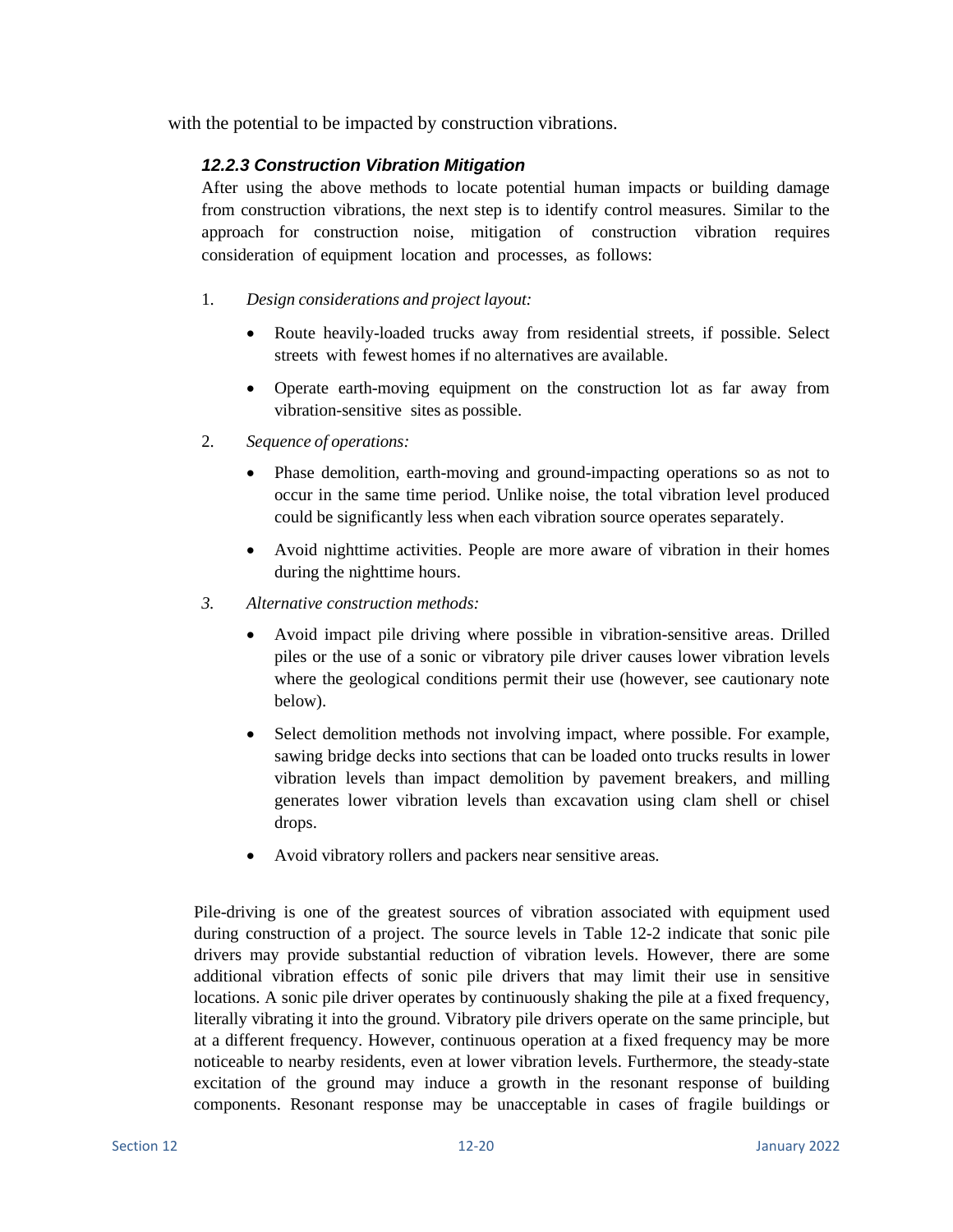with the potential to be impacted by construction vibrations.

### 12.2.3 Construction Vibration Mitigation

After using the above methods to locate potential human impacts or building damage from construction vibrations, the next step is to identify control measures. Similar to the approach for construction noise, mitigation of construction vibration requires consideration of equipment location and processes, as follows:

1. *Design considerations and project layout:*

    - Route heavily-loaded trucks away from residential streets, if possible. Select streets with fewest homes if no alternatives are available.
    - Operate earth-moving equipment on the construction lot as far away from vibration-sensitive sites as possible.

2. *Sequence of operations:*

    - Phase demolition, earth-moving and ground-impacting operations so as not to occur in the same time period. Unlike noise, the total vibration level produced could be significantly less when each vibration source operates separately.
    - Avoid nighttime activities. People are more aware of vibration in their homes during the nighttime hours.

3. *Alternative construction methods:*

    - Avoid impact pile driving where possible in vibration-sensitive areas. Drilled piles or the use of a sonic or vibratory pile driver causes lower vibration levels where the geological conditions permit their use (however, see cautionary note below).
    - Select demolition methods not involving impact, where possible. For example, sawing bridge decks into sections that can be loaded onto trucks results in lower vibration levels than impact demolition by pavement breakers, and milling generates lower vibration levels than excavation using clam shell or chisel drops.
    - Avoid vibratory rollers and packers near sensitive areas.

Pile-driving is one of the greatest sources of vibration associated with equipment used during construction of a project. The source levels in Table 12-2 indicate that sonic pile drivers may provide substantial reduction of vibration levels. However, there are some additional vibration effects of sonic pile drivers that may limit their use in sensitive locations. A sonic pile driver operates by continuously shaking the pile at a fixed frequency, literally vibrating it into the ground. Vibratory pile drivers operate on the same principle, but at a different frequency. However, continuous operation at a fixed frequency may be more noticeable to nearby residents, even at lower vibration levels. Furthermore, the steady-state excitation of the ground may induce a growth in the resonant response of building components. Resonant response may be unacceptable in cases of fragile buildings or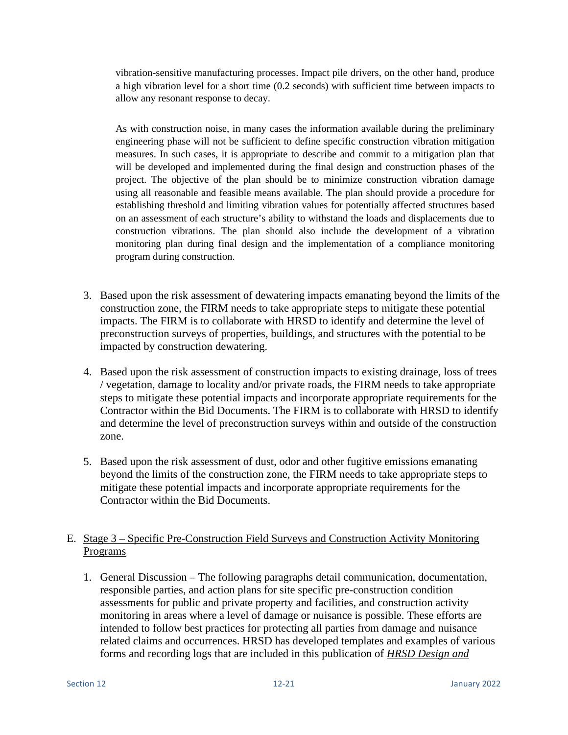vibration-sensitive manufacturing processes. Impact pile drivers, on the other hand, produce a high vibration level for a short time (0.2 seconds) with sufficient time between impacts to allow any resonant response to decay.

As with construction noise, in many cases the information available during the preliminary engineering phase will not be sufficient to define specific construction vibration mitigation measures. In such cases, it is appropriate to describe and commit to a mitigation plan that will be developed and implemented during the final design and construction phases of the project. The objective of the plan should be to minimize construction vibration damage using all reasonable and feasible means available. The plan should provide a procedure for establishing threshold and limiting vibration values for potentially affected structures based on an assessment of each structure's ability to withstand the loads and displacements due to construction vibrations. The plan should also include the development of a vibration monitoring plan during final design and the implementation of a compliance monitoring program during construction.

3. Based upon the risk assessment of dewatering impacts emanating beyond the limits of the construction zone, the FIRM needs to take appropriate steps to mitigate these potential impacts. The FIRM is to collaborate with HRSD to identify and determine the level of preconstruction surveys of properties, buildings, and structures with the potential to be impacted by construction dewatering.

4. Based upon the risk assessment of construction impacts to existing drainage, loss of trees / vegetation, damage to locality and/or private roads, the FIRM needs to take appropriate steps to mitigate these potential impacts and incorporate appropriate requirements for the Contractor within the Bid Documents. The FIRM is to collaborate with HRSD to identify and determine the level of preconstruction surveys within and outside of the construction zone.

5. Based upon the risk assessment of dust, odor and other fugitive emissions emanating beyond the limits of the construction zone, the FIRM needs to take appropriate steps to mitigate these potential impacts and incorporate appropriate requirements for the Contractor within the Bid Documents.

E. <u>Stage 3 – Specific Pre-Construction Field Surveys and Construction Activity Monitoring Programs</u>

1. General Discussion – The following paragraphs detail communication, documentation, responsible parties, and action plans for site specific pre-construction condition assessments for public and private property and facilities, and construction activity monitoring in areas where a level of damage or nuisance is possible. These efforts are intended to follow best practices for protecting all parties from damage and nuisance related claims and occurrences. HRSD has developed templates and examples of various forms and recording logs that are included in this publication of ***<u>HRSD Design and</u>***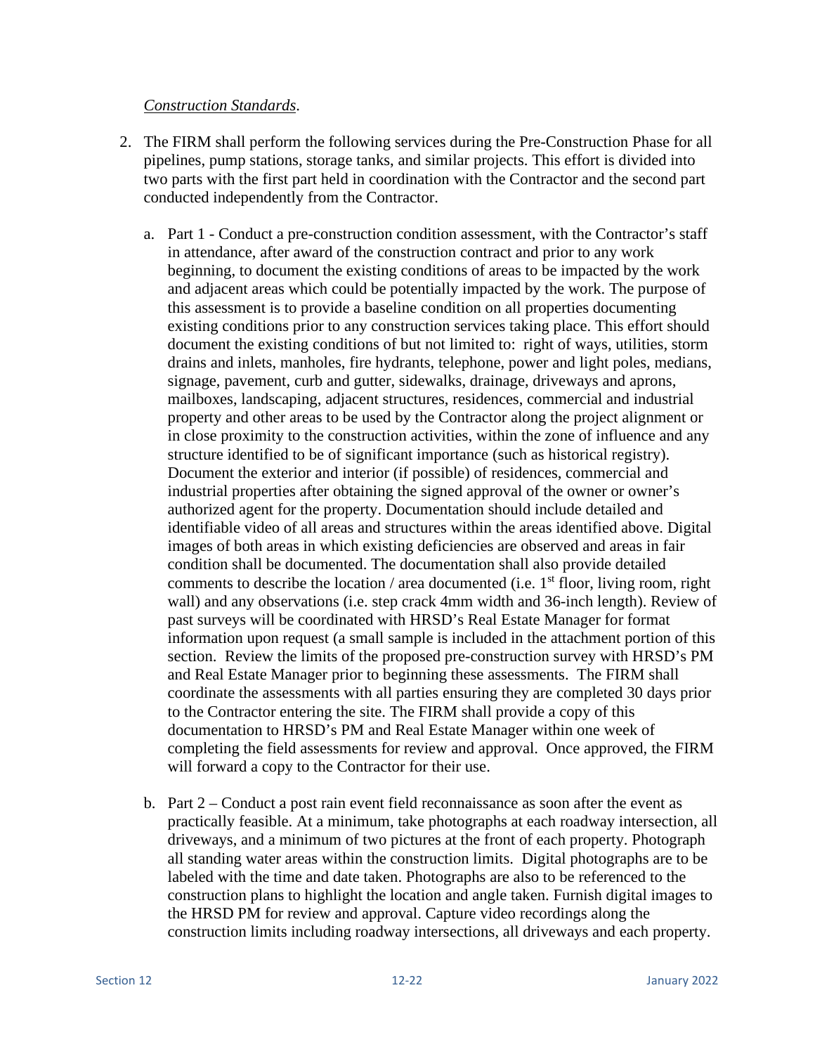*Construction Standards*.

2. The FIRM shall perform the following services during the Pre-Construction Phase for all pipelines, pump stations, storage tanks, and similar projects. This effort is divided into two parts with the first part held in coordination with the Contractor and the second part conducted independently from the Contractor.

   a. Part 1 - Conduct a pre-construction condition assessment, with the Contractor's staff in attendance, after award of the construction contract and prior to any work beginning, to document the existing conditions of areas to be impacted by the work and adjacent areas which could be potentially impacted by the work. The purpose of this assessment is to provide a baseline condition on all properties documenting existing conditions prior to any construction services taking place. This effort should document the existing conditions of but not limited to: right of ways, utilities, storm drains and inlets, manholes, fire hydrants, telephone, power and light poles, medians, signage, pavement, curb and gutter, sidewalks, drainage, driveways and aprons, mailboxes, landscaping, adjacent structures, residences, commercial and industrial property and other areas to be used by the Contractor along the project alignment or in close proximity to the construction activities, within the zone of influence and any structure identified to be of significant importance (such as historical registry). Document the exterior and interior (if possible) of residences, commercial and industrial properties after obtaining the signed approval of the owner or owner's authorized agent for the property. Documentation should include detailed and identifiable video of all areas and structures within the areas identified above. Digital images of both areas in which existing deficiencies are observed and areas in fair condition shall be documented. The documentation shall also provide detailed comments to describe the location / area documented (i.e. 1st floor, living room, right wall) and any observations (i.e. step crack 4mm width and 36-inch length). Review of past surveys will be coordinated with HRSD's Real Estate Manager for format information upon request (a small sample is included in the attachment portion of this section. Review the limits of the proposed pre-construction survey with HRSD's PM and Real Estate Manager prior to beginning these assessments. The FIRM shall coordinate the assessments with all parties ensuring they are completed 30 days prior to the Contractor entering the site. The FIRM shall provide a copy of this documentation to HRSD's PM and Real Estate Manager within one week of completing the field assessments for review and approval. Once approved, the FIRM will forward a copy to the Contractor for their use.

   b. Part 2 – Conduct a post rain event field reconnaissance as soon after the event as practically feasible. At a minimum, take photographs at each roadway intersection, all driveways, and a minimum of two pictures at the front of each property. Photograph all standing water areas within the construction limits. Digital photographs are to be labeled with the time and date taken. Photographs are also to be referenced to the construction plans to highlight the location and angle taken. Furnish digital images to the HRSD PM for review and approval. Capture video recordings along the construction limits including roadway intersections, all driveways and each property.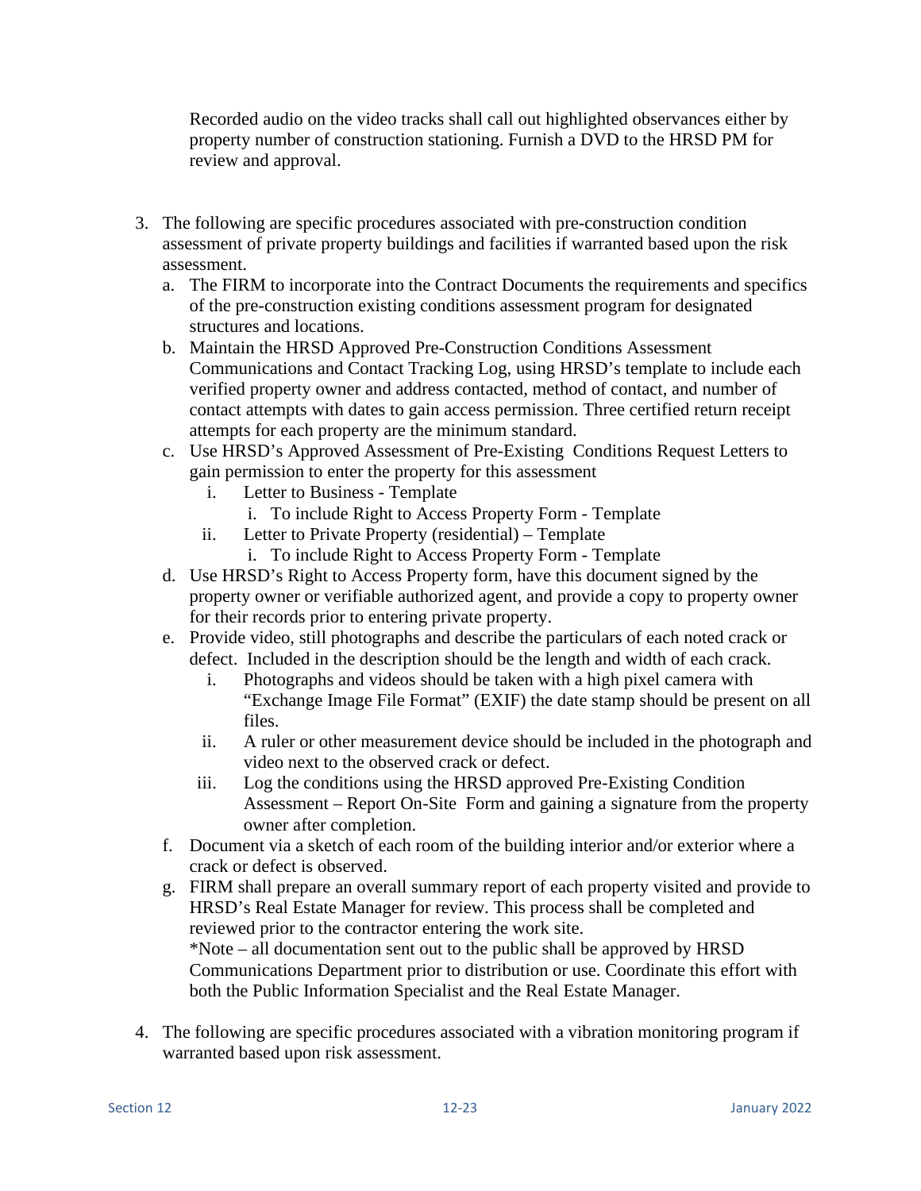Recorded audio on the video tracks shall call out highlighted observances either by property number of construction stationing. Furnish a DVD to the HRSD PM for review and approval.

3. The following are specific procedures associated with pre-construction condition assessment of private property buildings and facilities if warranted based upon the risk assessment.
   a. The FIRM to incorporate into the Contract Documents the requirements and specifics of the pre-construction existing conditions assessment program for designated structures and locations.
   b. Maintain the HRSD Approved Pre-Construction Conditions Assessment Communications and Contact Tracking Log, using HRSD's template to include each verified property owner and address contacted, method of contact, and number of contact attempts with dates to gain access permission. Three certified return receipt attempts for each property are the minimum standard.
   c. Use HRSD's Approved Assessment of Pre-Existing Conditions Request Letters to gain permission to enter the property for this assessment
      i. Letter to Business - Template
         i. To include Right to Access Property Form - Template
      ii. Letter to Private Property (residential) – Template
         i. To include Right to Access Property Form - Template
   d. Use HRSD's Right to Access Property form, have this document signed by the property owner or verifiable authorized agent, and provide a copy to property owner for their records prior to entering private property.
   e. Provide video, still photographs and describe the particulars of each noted crack or defect. Included in the description should be the length and width of each crack.
      i. Photographs and videos should be taken with a high pixel camera with "Exchange Image File Format" (EXIF) the date stamp should be present on all files.
      ii. A ruler or other measurement device should be included in the photograph and video next to the observed crack or defect.
      iii. Log the conditions using the HRSD approved Pre-Existing Condition Assessment – Report On-Site Form and gaining a signature from the property owner after completion.
   f. Document via a sketch of each room of the building interior and/or exterior where a crack or defect is observed.
   g. FIRM shall prepare an overall summary report of each property visited and provide to HRSD's Real Estate Manager for review. This process shall be completed and reviewed prior to the contractor entering the work site.
      *Note – all documentation sent out to the public shall be approved by HRSD Communications Department prior to distribution or use. Coordinate this effort with both the Public Information Specialist and the Real Estate Manager.

4. The following are specific procedures associated with a vibration monitoring program if warranted based upon risk assessment.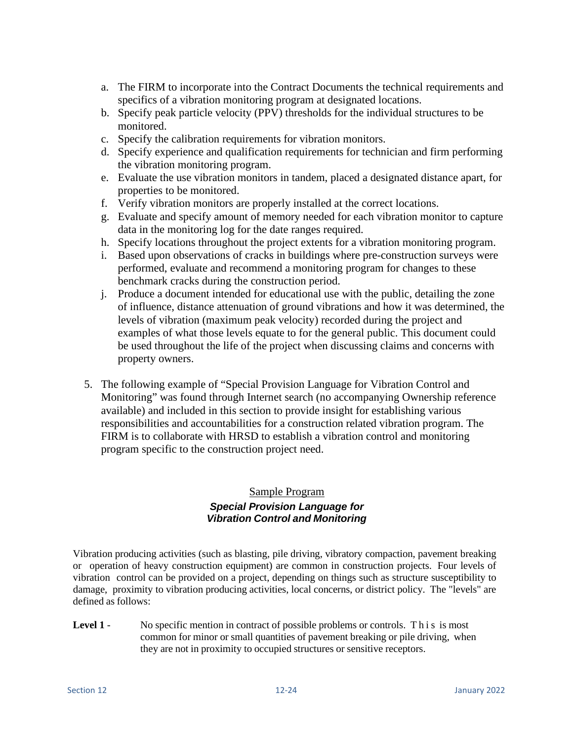a. The FIRM to incorporate into the Contract Documents the technical requirements and specifics of a vibration monitoring program at designated locations.
b. Specify peak particle velocity (PPV) thresholds for the individual structures to be monitored.
c. Specify the calibration requirements for vibration monitors.
d. Specify experience and qualification requirements for technician and firm performing the vibration monitoring program.
e. Evaluate the use vibration monitors in tandem, placed a designated distance apart, for properties to be monitored.
f. Verify vibration monitors are properly installed at the correct locations.
g. Evaluate and specify amount of memory needed for each vibration monitor to capture data in the monitoring log for the date ranges required.
h. Specify locations throughout the project extents for a vibration monitoring program.
i. Based upon observations of cracks in buildings where pre-construction surveys were performed, evaluate and recommend a monitoring program for changes to these benchmark cracks during the construction period.
j. Produce a document intended for educational use with the public, detailing the zone of influence, distance attenuation of ground vibrations and how it was determined, the levels of vibration (maximum peak velocity) recorded during the project and examples of what those levels equate to for the general public. This document could be used throughout the life of the project when discussing claims and concerns with property owners.

5. The following example of "Special Provision Language for Vibration Control and Monitoring" was found through Internet search (no accompanying Ownership reference available) and included in this section to provide insight for establishing various responsibilities and accountabilities for a construction related vibration program. The FIRM is to collaborate with HRSD to establish a vibration control and monitoring program specific to the construction project need.

<u>Sample Program</u>

***Special Provision Language for Vibration Control and Monitoring***

Vibration producing activities (such as blasting, pile driving, vibratory compaction, pavement breaking or operation of heavy construction equipment) are common in construction projects. Four levels of vibration control can be provided on a project, depending on things such as structure susceptibility to damage, proximity to vibration producing activities, local concerns, or district policy. The "levels" are defined as follows:

**Level 1** - No specific mention in contract of possible problems or controls. This is most common for minor or small quantities of pavement breaking or pile driving, when they are not in proximity to occupied structures or sensitive receptors.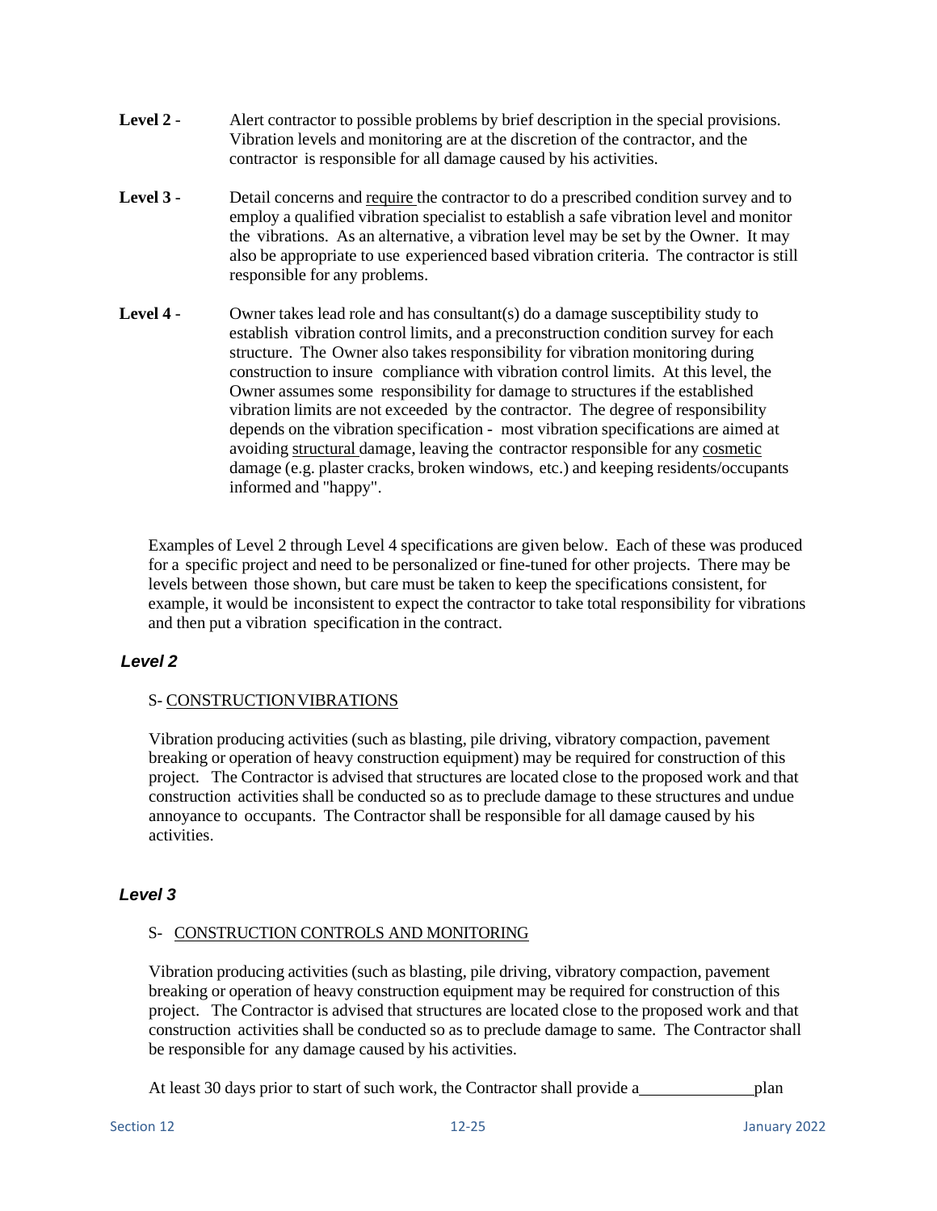**Level 2** - Alert contractor to possible problems by brief description in the special provisions. Vibration levels and monitoring are at the discretion of the contractor, and the contractor is responsible for all damage caused by his activities.

**Level 3** - Detail concerns and <u>require</u> the contractor to do a prescribed condition survey and to employ a qualified vibration specialist to establish a safe vibration level and monitor the vibrations. As an alternative, a vibration level may be set by the Owner. It may also be appropriate to use experienced based vibration criteria. The contractor is still responsible for any problems.

**Level 4** - Owner takes lead role and has consultant(s) do a damage susceptibility study to establish vibration control limits, and a preconstruction condition survey for each structure. The Owner also takes responsibility for vibration monitoring during construction to insure compliance with vibration control limits. At this level, the Owner assumes some responsibility for damage to structures if the established vibration limits are not exceeded by the contractor. The degree of responsibility depends on the vibration specification - most vibration specifications are aimed at avoiding <u>structural</u> damage, leaving the contractor responsible for any <u>cosmetic</u> damage (e.g. plaster cracks, broken windows, etc.) and keeping residents/occupants informed and "happy".

Examples of Level 2 through Level 4 specifications are given below. Each of these was produced for a specific project and need to be personalized or fine-tuned for other projects. There may be levels between those shown, but care must be taken to keep the specifications consistent, for example, it would be inconsistent to expect the contractor to take total responsibility for vibrations and then put a vibration specification in the contract.

### *Level 2*

S- <u>CONSTRUCTION VIBRATIONS</u>

Vibration producing activities (such as blasting, pile driving, vibratory compaction, pavement breaking or operation of heavy construction equipment) may be required for construction of this project. The Contractor is advised that structures are located close to the proposed work and that construction activities shall be conducted so as to preclude damage to these structures and undue annoyance to occupants. The Contractor shall be responsible for all damage caused by his activities.

### *Level 3*

S- <u>CONSTRUCTION CONTROLS AND MONITORING</u>

Vibration producing activities (such as blasting, pile driving, vibratory compaction, pavement breaking or operation of heavy construction equipment may be required for construction of this project. The Contractor is advised that structures are located close to the proposed work and that construction activities shall be conducted so as to preclude damage to same. The Contractor shall be responsible for any damage caused by his activities.

At least 30 days prior to start of such work, the Contractor shall provide a\_\_\_\_\_\_\_\_\_\_\_\_\_plan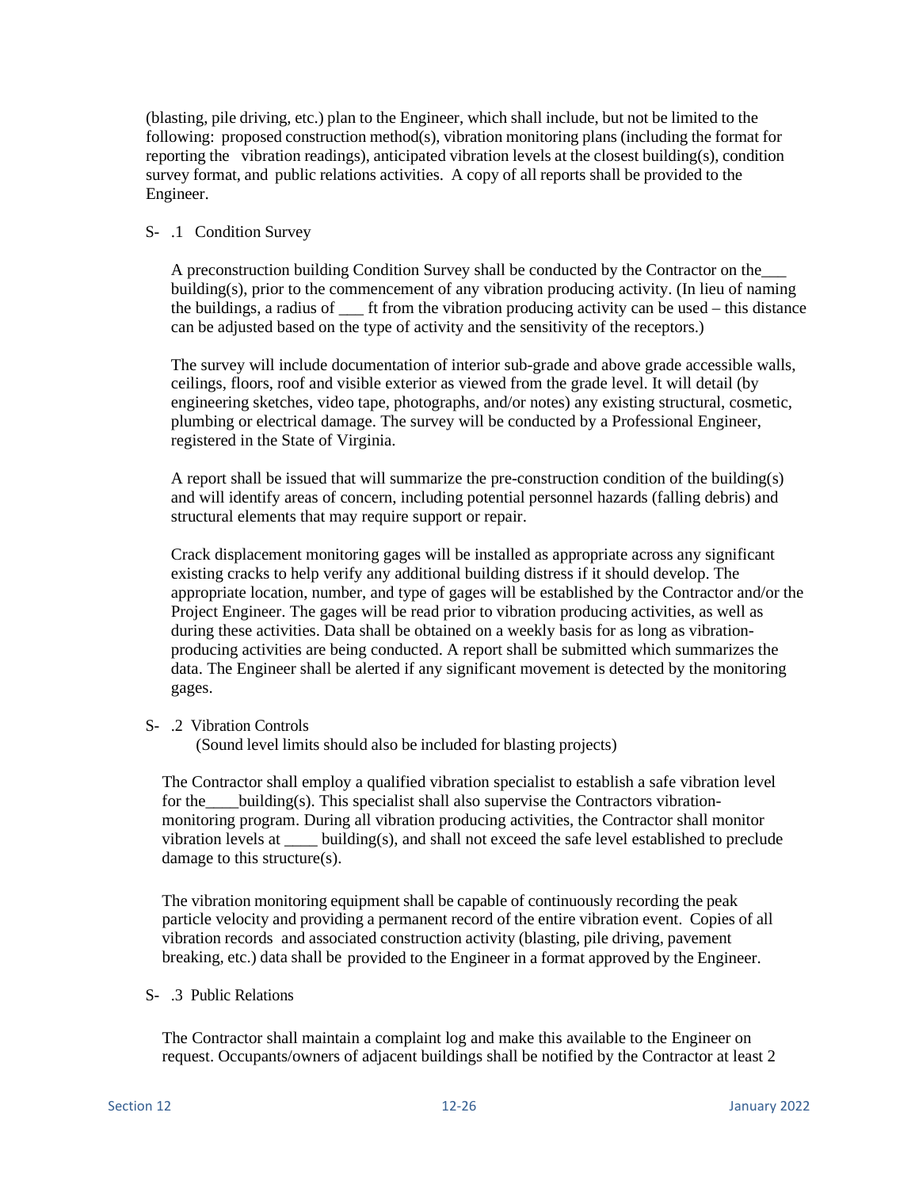(blasting, pile driving, etc.) plan to the Engineer, which shall include, but not be limited to the following: proposed construction method(s), vibration monitoring plans (including the format for reporting the vibration readings), anticipated vibration levels at the closest building(s), condition survey format, and public relations activities. A copy of all reports shall be provided to the Engineer.

S- .1 Condition Survey

A preconstruction building Condition Survey shall be conducted by the Contractor on the___ building(s), prior to the commencement of any vibration producing activity. (In lieu of naming the buildings, a radius of ___ ft from the vibration producing activity can be used – this distance can be adjusted based on the type of activity and the sensitivity of the receptors.)

The survey will include documentation of interior sub-grade and above grade accessible walls, ceilings, floors, roof and visible exterior as viewed from the grade level. It will detail (by engineering sketches, video tape, photographs, and/or notes) any existing structural, cosmetic, plumbing or electrical damage. The survey will be conducted by a Professional Engineer, registered in the State of Virginia.

A report shall be issued that will summarize the pre-construction condition of the building(s) and will identify areas of concern, including potential personnel hazards (falling debris) and structural elements that may require support or repair.

Crack displacement monitoring gages will be installed as appropriate across any significant existing cracks to help verify any additional building distress if it should develop. The appropriate location, number, and type of gages will be established by the Contractor and/or the Project Engineer. The gages will be read prior to vibration producing activities, as well as during these activities. Data shall be obtained on a weekly basis for as long as vibration-producing activities are being conducted. A report shall be submitted which summarizes the data. The Engineer shall be alerted if any significant movement is detected by the monitoring gages.

S- .2 Vibration Controls
(Sound level limits should also be included for blasting projects)

The Contractor shall employ a qualified vibration specialist to establish a safe vibration level for the____building(s). This specialist shall also supervise the Contractors vibration-monitoring program. During all vibration producing activities, the Contractor shall monitor vibration levels at ____ building(s), and shall not exceed the safe level established to preclude damage to this structure(s).

The vibration monitoring equipment shall be capable of continuously recording the peak particle velocity and providing a permanent record of the entire vibration event. Copies of all vibration records and associated construction activity (blasting, pile driving, pavement breaking, etc.) data shall be provided to the Engineer in a format approved by the Engineer.

S- .3 Public Relations

The Contractor shall maintain a complaint log and make this available to the Engineer on request. Occupants/owners of adjacent buildings shall be notified by the Contractor at least 2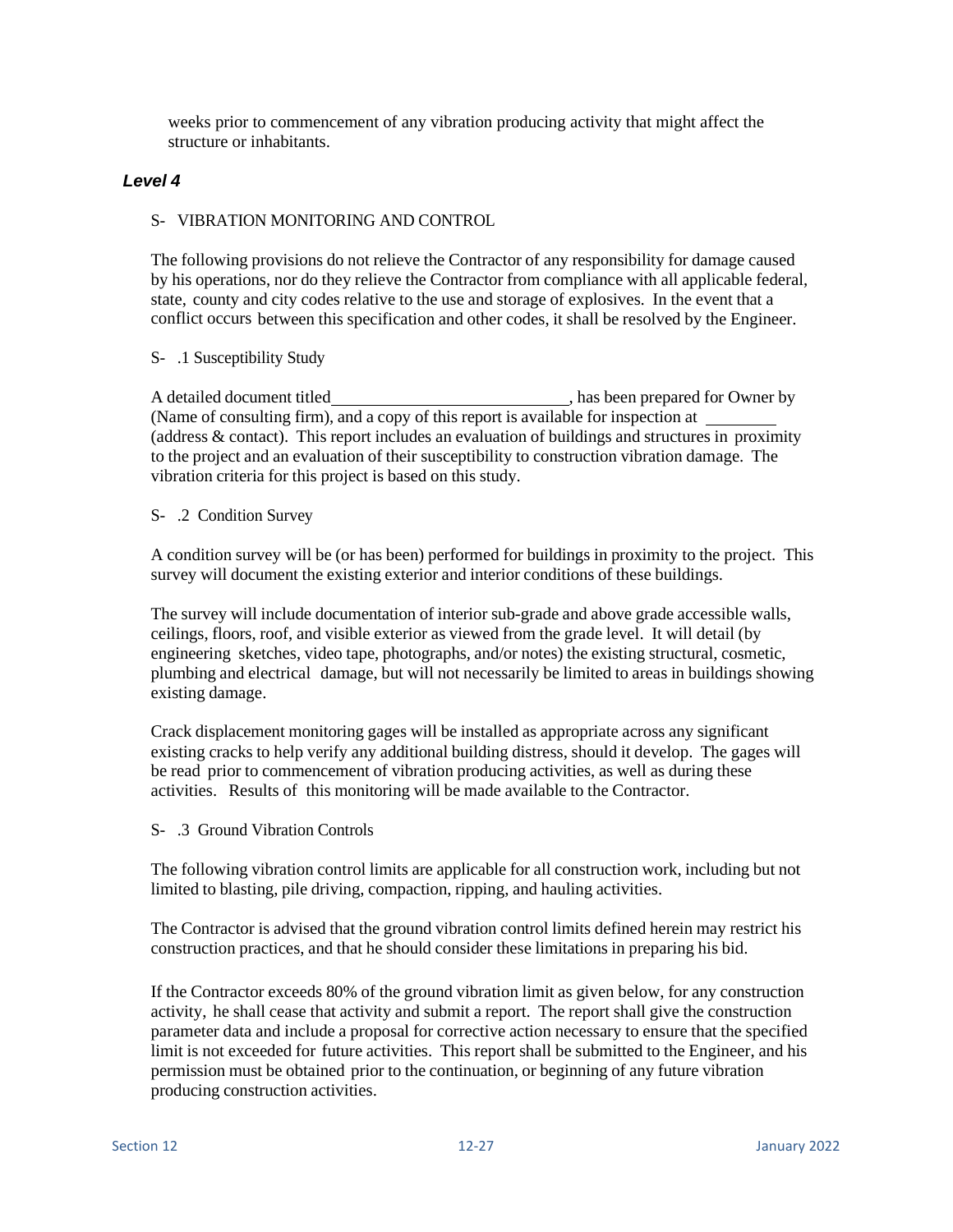weeks prior to commencement of any vibration producing activity that might affect the structure or inhabitants.

### *Level 4*

S- VIBRATION MONITORING AND CONTROL

The following provisions do not relieve the Contractor of any responsibility for damage caused by his operations, nor do they relieve the Contractor from compliance with all applicable federal, state, county and city codes relative to the use and storage of explosives. In the event that a conflict occurs between this specification and other codes, it shall be resolved by the Engineer.

S- .1 Susceptibility Study

A detailed document titled_____________________________, has been prepared for Owner by (Name of consulting firm), and a copy of this report is available for inspection at _________ (address & contact). This report includes an evaluation of buildings and structures in proximity to the project and an evaluation of their susceptibility to construction vibration damage. The vibration criteria for this project is based on this study.

S- .2 Condition Survey

A condition survey will be (or has been) performed for buildings in proximity to the project. This survey will document the existing exterior and interior conditions of these buildings.

The survey will include documentation of interior sub-grade and above grade accessible walls, ceilings, floors, roof, and visible exterior as viewed from the grade level. It will detail (by engineering sketches, video tape, photographs, and/or notes) the existing structural, cosmetic, plumbing and electrical damage, but will not necessarily be limited to areas in buildings showing existing damage.

Crack displacement monitoring gages will be installed as appropriate across any significant existing cracks to help verify any additional building distress, should it develop. The gages will be read prior to commencement of vibration producing activities, as well as during these activities. Results of this monitoring will be made available to the Contractor.

S- .3 Ground Vibration Controls

The following vibration control limits are applicable for all construction work, including but not limited to blasting, pile driving, compaction, ripping, and hauling activities.

The Contractor is advised that the ground vibration control limits defined herein may restrict his construction practices, and that he should consider these limitations in preparing his bid.

If the Contractor exceeds 80% of the ground vibration limit as given below, for any construction activity, he shall cease that activity and submit a report. The report shall give the construction parameter data and include a proposal for corrective action necessary to ensure that the specified limit is not exceeded for future activities. This report shall be submitted to the Engineer, and his permission must be obtained prior to the continuation, or beginning of any future vibration producing construction activities.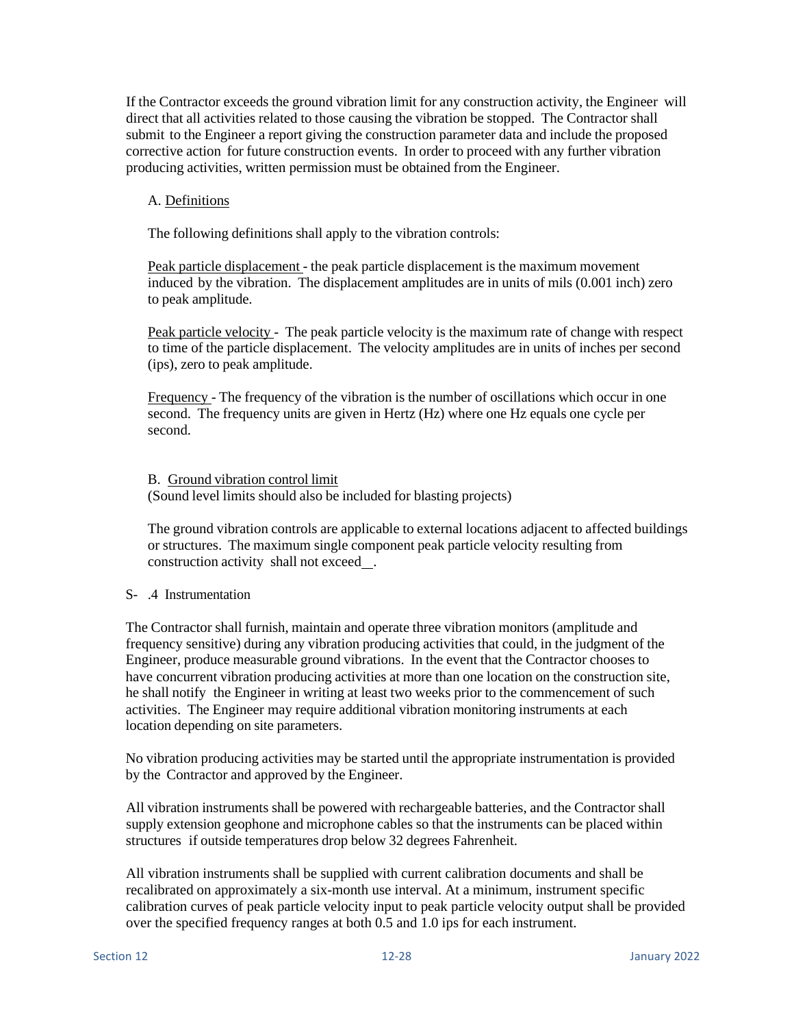If the Contractor exceeds the ground vibration limit for any construction activity, the Engineer will direct that all activities related to those causing the vibration be stopped. The Contractor shall submit to the Engineer a report giving the construction parameter data and include the proposed corrective action for future construction events. In order to proceed with any further vibration producing activities, written permission must be obtained from the Engineer.

A. Definitions

The following definitions shall apply to the vibration controls:

Peak particle displacement - the peak particle displacement is the maximum movement induced by the vibration. The displacement amplitudes are in units of mils (0.001 inch) zero to peak amplitude.

Peak particle velocity - The peak particle velocity is the maximum rate of change with respect to time of the particle displacement. The velocity amplitudes are in units of inches per second (ips), zero to peak amplitude.

Frequency - The frequency of the vibration is the number of oscillations which occur in one second. The frequency units are given in Hertz (Hz) where one Hz equals one cycle per second.

B. Ground vibration control limit
(Sound level limits should also be included for blasting projects)

The ground vibration controls are applicable to external locations adjacent to affected buildings or structures. The maximum single component peak particle velocity resulting from construction activity shall not exceed__.

S- .4 Instrumentation

The Contractor shall furnish, maintain and operate three vibration monitors (amplitude and frequency sensitive) during any vibration producing activities that could, in the judgment of the Engineer, produce measurable ground vibrations. In the event that the Contractor chooses to have concurrent vibration producing activities at more than one location on the construction site, he shall notify the Engineer in writing at least two weeks prior to the commencement of such activities. The Engineer may require additional vibration monitoring instruments at each location depending on site parameters.

No vibration producing activities may be started until the appropriate instrumentation is provided by the Contractor and approved by the Engineer.

All vibration instruments shall be powered with rechargeable batteries, and the Contractor shall supply extension geophone and microphone cables so that the instruments can be placed within structures if outside temperatures drop below 32 degrees Fahrenheit.

All vibration instruments shall be supplied with current calibration documents and shall be recalibrated on approximately a six-month use interval. At a minimum, instrument specific calibration curves of peak particle velocity input to peak particle velocity output shall be provided over the specified frequency ranges at both 0.5 and 1.0 ips for each instrument.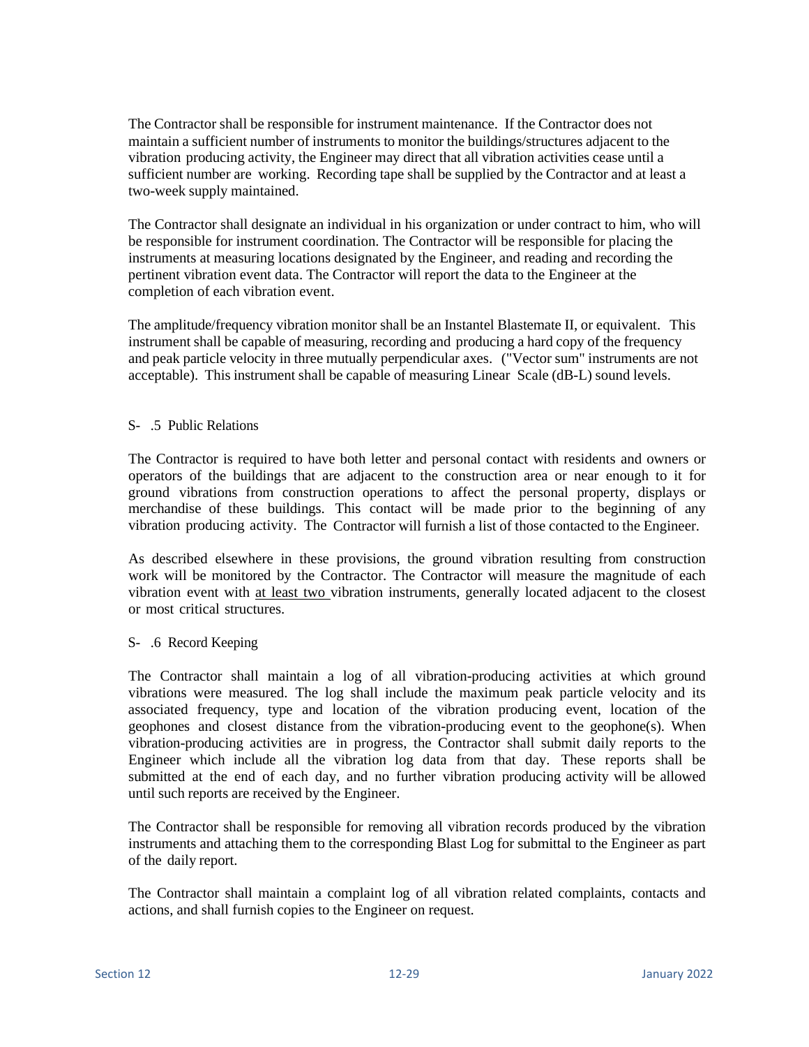The Contractor shall be responsible for instrument maintenance. If the Contractor does not maintain a sufficient number of instruments to monitor the buildings/structures adjacent to the vibration producing activity, the Engineer may direct that all vibration activities cease until a sufficient number are working. Recording tape shall be supplied by the Contractor and at least a two-week supply maintained.

The Contractor shall designate an individual in his organization or under contract to him, who will be responsible for instrument coordination. The Contractor will be responsible for placing the instruments at measuring locations designated by the Engineer, and reading and recording the pertinent vibration event data. The Contractor will report the data to the Engineer at the completion of each vibration event.

The amplitude/frequency vibration monitor shall be an Instantel Blastemate II, or equivalent. This instrument shall be capable of measuring, recording and producing a hard copy of the frequency and peak particle velocity in three mutually perpendicular axes. ("Vector sum" instruments are not acceptable). This instrument shall be capable of measuring Linear Scale (dB-L) sound levels.

S- .5 Public Relations

The Contractor is required to have both letter and personal contact with residents and owners or operators of the buildings that are adjacent to the construction area or near enough to it for ground vibrations from construction operations to affect the personal property, displays or merchandise of these buildings. This contact will be made prior to the beginning of any vibration producing activity. The Contractor will furnish a list of those contacted to the Engineer.

As described elsewhere in these provisions, the ground vibration resulting from construction work will be monitored by the Contractor. The Contractor will measure the magnitude of each vibration event with <u>at least two</u> vibration instruments, generally located adjacent to the closest or most critical structures.

S- .6 Record Keeping

The Contractor shall maintain a log of all vibration-producing activities at which ground vibrations were measured. The log shall include the maximum peak particle velocity and its associated frequency, type and location of the vibration producing event, location of the geophones and closest distance from the vibration-producing event to the geophone(s). When vibration-producing activities are in progress, the Contractor shall submit daily reports to the Engineer which include all the vibration log data from that day. These reports shall be submitted at the end of each day, and no further vibration producing activity will be allowed until such reports are received by the Engineer.

The Contractor shall be responsible for removing all vibration records produced by the vibration instruments and attaching them to the corresponding Blast Log for submittal to the Engineer as part of the daily report.

The Contractor shall maintain a complaint log of all vibration related complaints, contacts and actions, and shall furnish copies to the Engineer on request.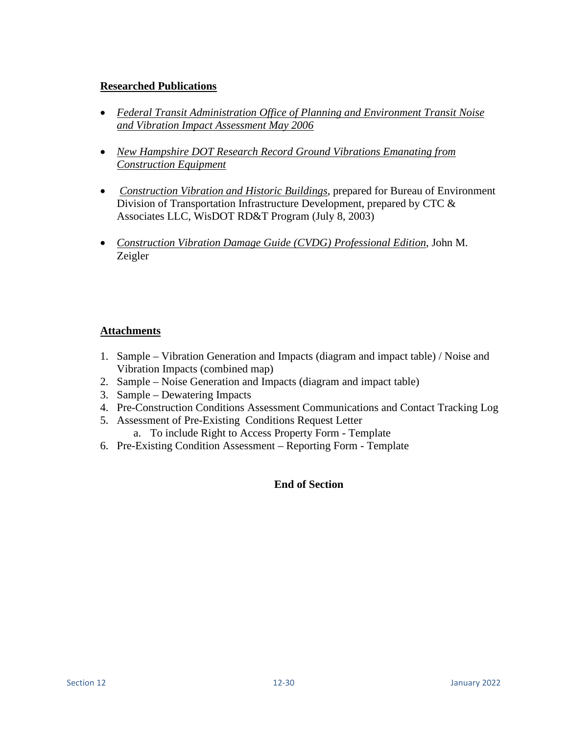## Researched Publications

- *Federal Transit Administration Office of Planning and Environment Transit Noise and Vibration Impact Assessment May 2006*

- *New Hampshire DOT Research Record Ground Vibrations Emanating from Construction Equipment*

- *Construction Vibration and Historic Buildings*, prepared for Bureau of Environment Division of Transportation Infrastructure Development, prepared by CTC & Associates LLC, WisDOT RD&T Program (July 8, 2003)

- *Construction Vibration Damage Guide (CVDG) Professional Edition*, John M. Zeigler

## Attachments

1. Sample – Vibration Generation and Impacts (diagram and impact table) / Noise and Vibration Impacts (combined map)
2. Sample – Noise Generation and Impacts (diagram and impact table)
3. Sample – Dewatering Impacts
4. Pre-Construction Conditions Assessment Communications and Contact Tracking Log
5. Assessment of Pre-Existing Conditions Request Letter
   a. To include Right to Access Property Form - Template
6. Pre-Existing Condition Assessment – Reporting Form - Template

**End of Section**